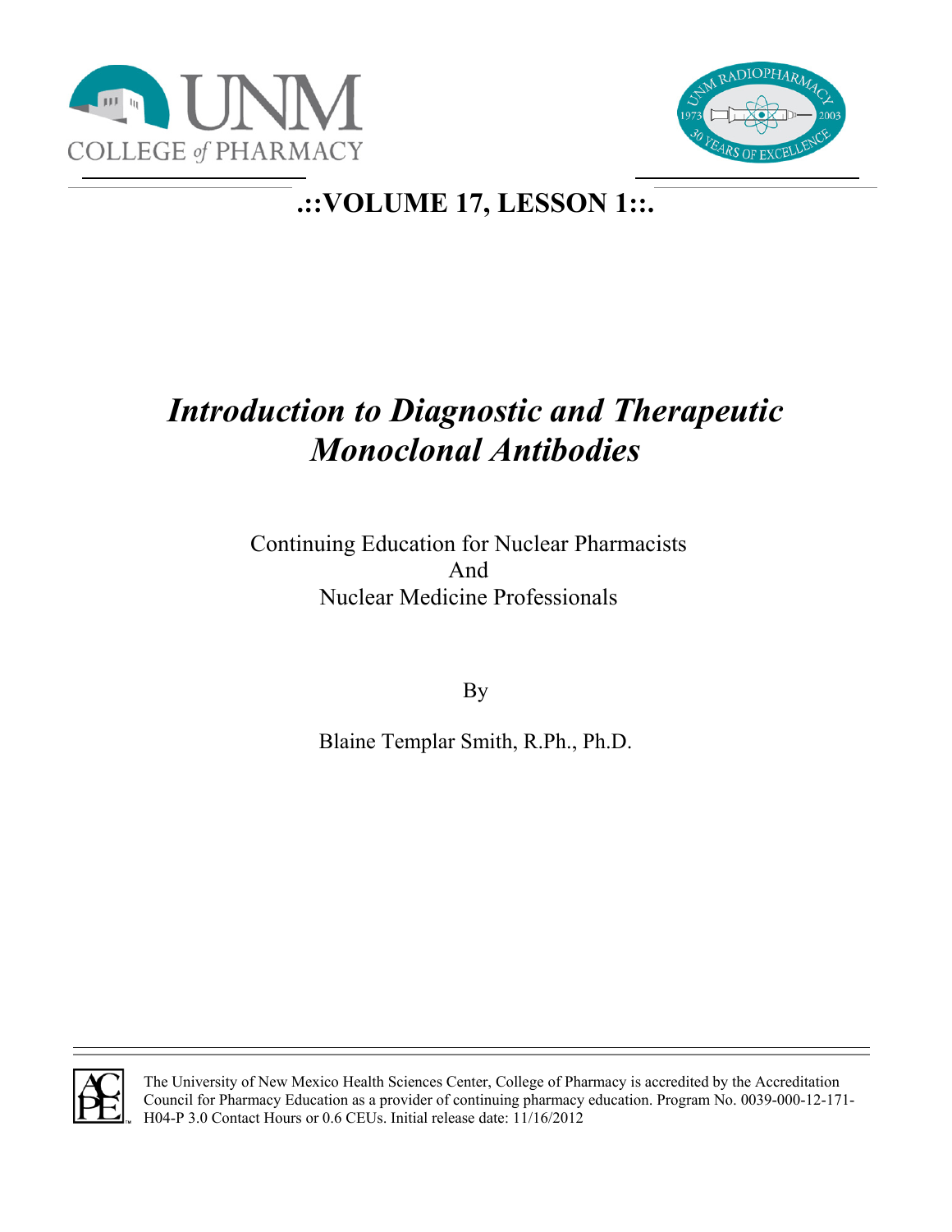**.::VOLUME 17, LESSON 1::.**

# *Introduction to Diagnostic and Therapeutic Monoclonal Antibodies*

Continuing Education for Nuclear Pharmacists
And
Nuclear Medicine Professionals

By

Blaine Templar Smith, R.Ph., Ph.D.

The University of New Mexico Health Sciences Center, College of Pharmacy is accredited by the Accreditation Council for Pharmacy Education as a provider of continuing pharmacy education. Program No. 0039-000-12-171-H04-P 3.0 Contact Hours or 0.6 CEUs. Initial release date: 11/16/2012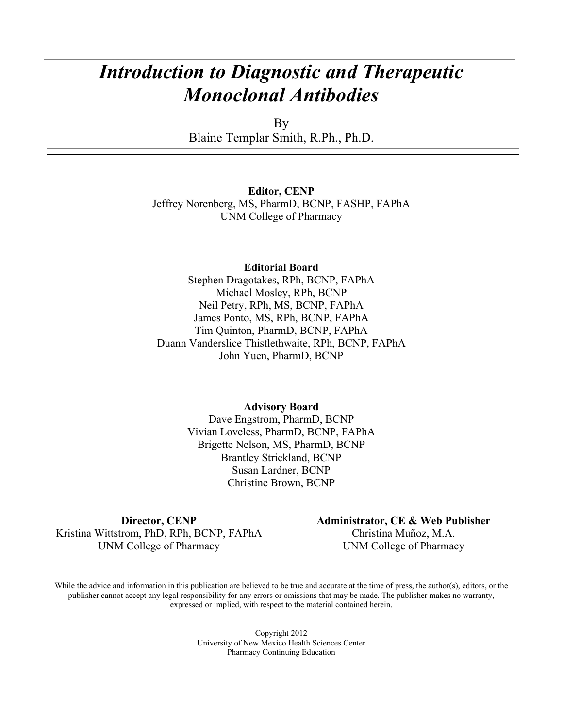# *Introduction to Diagnostic and Therapeutic Monoclonal Antibodies*

By
Blaine Templar Smith, R.Ph., Ph.D.

**Editor, CENP**
Jeffrey Norenberg, MS, PharmD, BCNP, FASHP, FAPhA
UNM College of Pharmacy

**Editorial Board**
Stephen Dragotakes, RPh, BCNP, FAPhA
Michael Mosley, RPh, BCNP
Neil Petry, RPh, MS, BCNP, FAPhA
James Ponto, MS, RPh, BCNP, FAPhA
Tim Quinton, PharmD, BCNP, FAPhA
Duann Vanderslice Thistlethwaite, RPh, BCNP, FAPhA
John Yuen, PharmD, BCNP

**Advisory Board**
Dave Engstrom, PharmD, BCNP
Vivian Loveless, PharmD, BCNP, FAPhA
Brigette Nelson, MS, PharmD, BCNP
Brantley Strickland, BCNP
Susan Lardner, BCNP
Christine Brown, BCNP

**Director, CENP**
Kristina Wittstrom, PhD, RPh, BCNP, FAPhA
UNM College of Pharmacy

**Administrator, CE & Web Publisher**
Christina Muñoz, M.A.
UNM College of Pharmacy

While the advice and information in this publication are believed to be true and accurate at the time of press, the author(s), editors, or the publisher cannot accept any legal responsibility for any errors or omissions that may be made. The publisher makes no warranty, expressed or implied, with respect to the material contained herein.

Copyright 2012
University of New Mexico Health Sciences Center
Pharmacy Continuing Education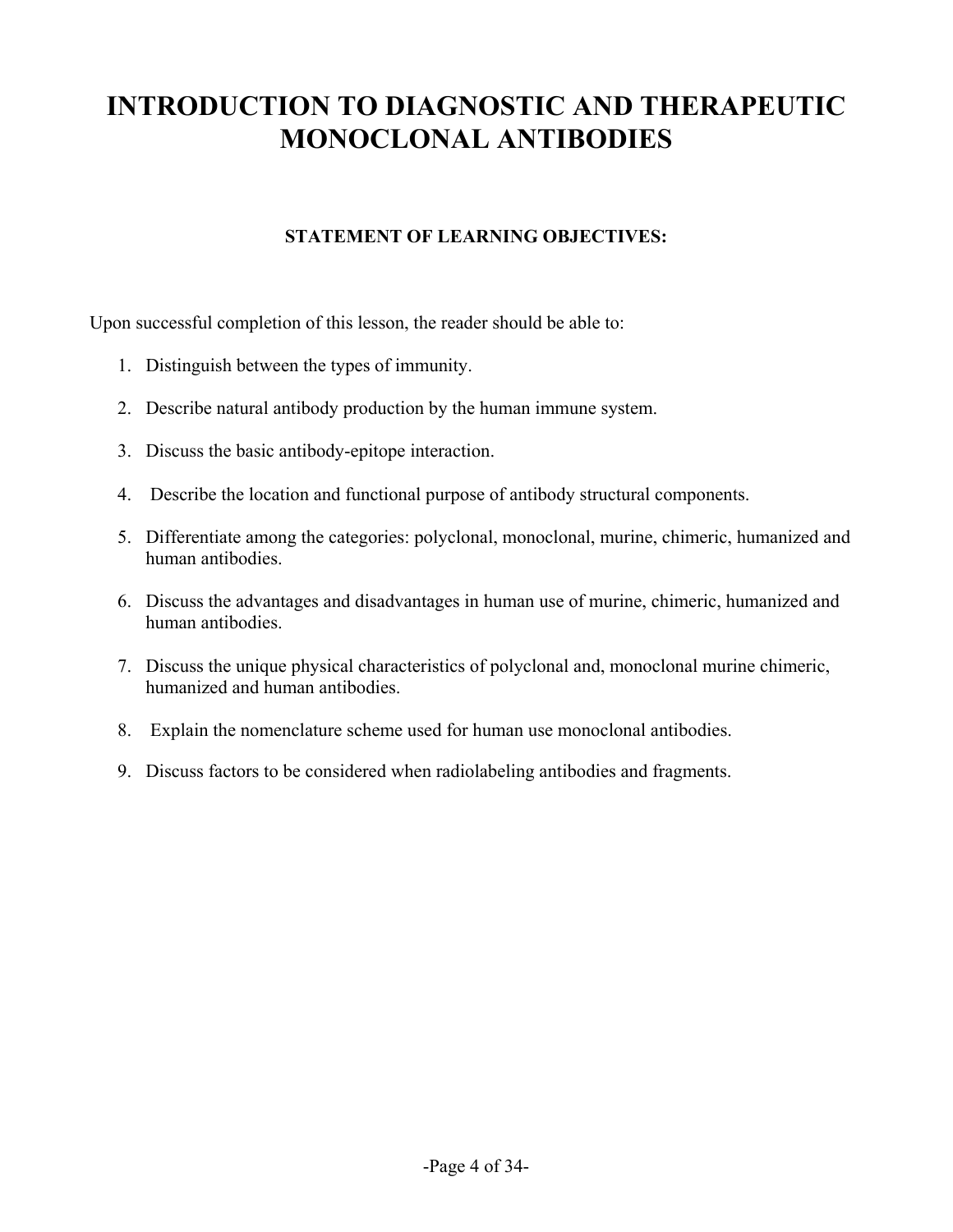# INTRODUCTION TO DIAGNOSTIC AND THERAPEUTIC MONOCLONAL ANTIBODIES

### STATEMENT OF LEARNING OBJECTIVES:

Upon successful completion of this lesson, the reader should be able to:

1. Distinguish between the types of immunity.
2. Describe natural antibody production by the human immune system.
3. Discuss the basic antibody-epitope interaction.
4. Describe the location and functional purpose of antibody structural components.
5. Differentiate among the categories: polyclonal, monoclonal, murine, chimeric, humanized and human antibodies.
6. Discuss the advantages and disadvantages in human use of murine, chimeric, humanized and human antibodies.
7. Discuss the unique physical characteristics of polyclonal and, monoclonal murine chimeric, humanized and human antibodies.
8. Explain the nomenclature scheme used for human use monoclonal antibodies.
9. Discuss factors to be considered when radiolabeling antibodies and fragments.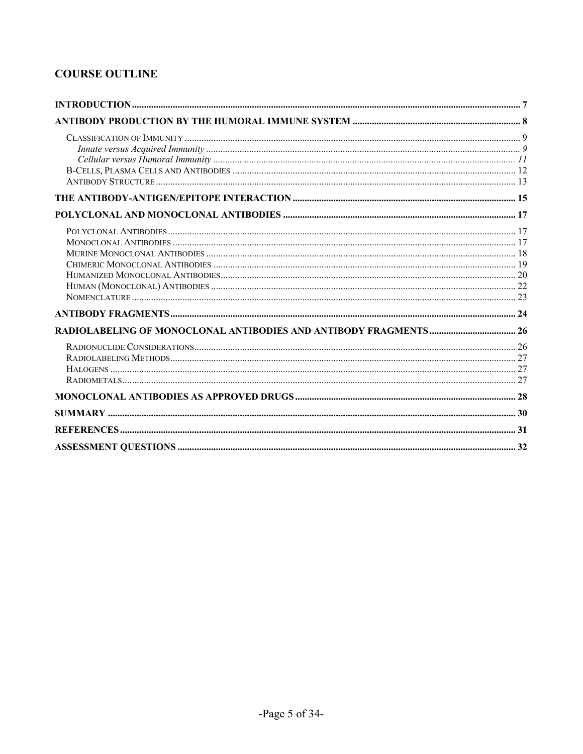## COURSE OUTLINE

**INTRODUCTION** ........................................................................ 7

**ANTIBODY PRODUCTION BY THE HUMORAL IMMUNE SYSTEM** .................................... 8

- Classification of Immunity ........................................................... 9
  - *Innate versus Acquired Immunity* .................................................. 9
  - *Cellular versus Humoral Immunity* ................................................. 11
- B-Cells, Plasma Cells and Antibodies .................................................. 12
- Antibody Structure .................................................................... 13

**THE ANTIBODY-ANTIGEN/EPITOPE INTERACTION** .......................................... 15

**POLYCLONAL AND MONOCLONAL ANTIBODIES** ............................................... 17

- Polyclonal Antibodies ................................................................. 17
- Monoclonal Antibodies ................................................................. 17
- Murine Monoclonal Antibodies .......................................................... 18
- Chimeric Monoclonal Antibodies ........................................................ 19
- Humanized Monoclonal Antibodies ....................................................... 20
- Human (Monoclonal) Antibodies ......................................................... 22
- Nomenclature .......................................................................... 23

**ANTIBODY FRAGMENTS** ................................................................. 24

**RADIOLABELING OF MONOCLONAL ANTIBODIES AND ANTIBODY FRAGMENTS** ...................... 26

- Radionuclide Considerations ........................................................... 26
- Radiolabeling Methods ................................................................. 27
- Halogens .............................................................................. 27
- Radiometals ........................................................................... 27

**MONOCLONAL ANTIBODIES AS APPROVED DRUGS** ............................................ 28

**SUMMARY** ............................................................................. 30

**REFERENCES** .......................................................................... 31

**ASSESSMENT QUESTIONS** ................................................................ 32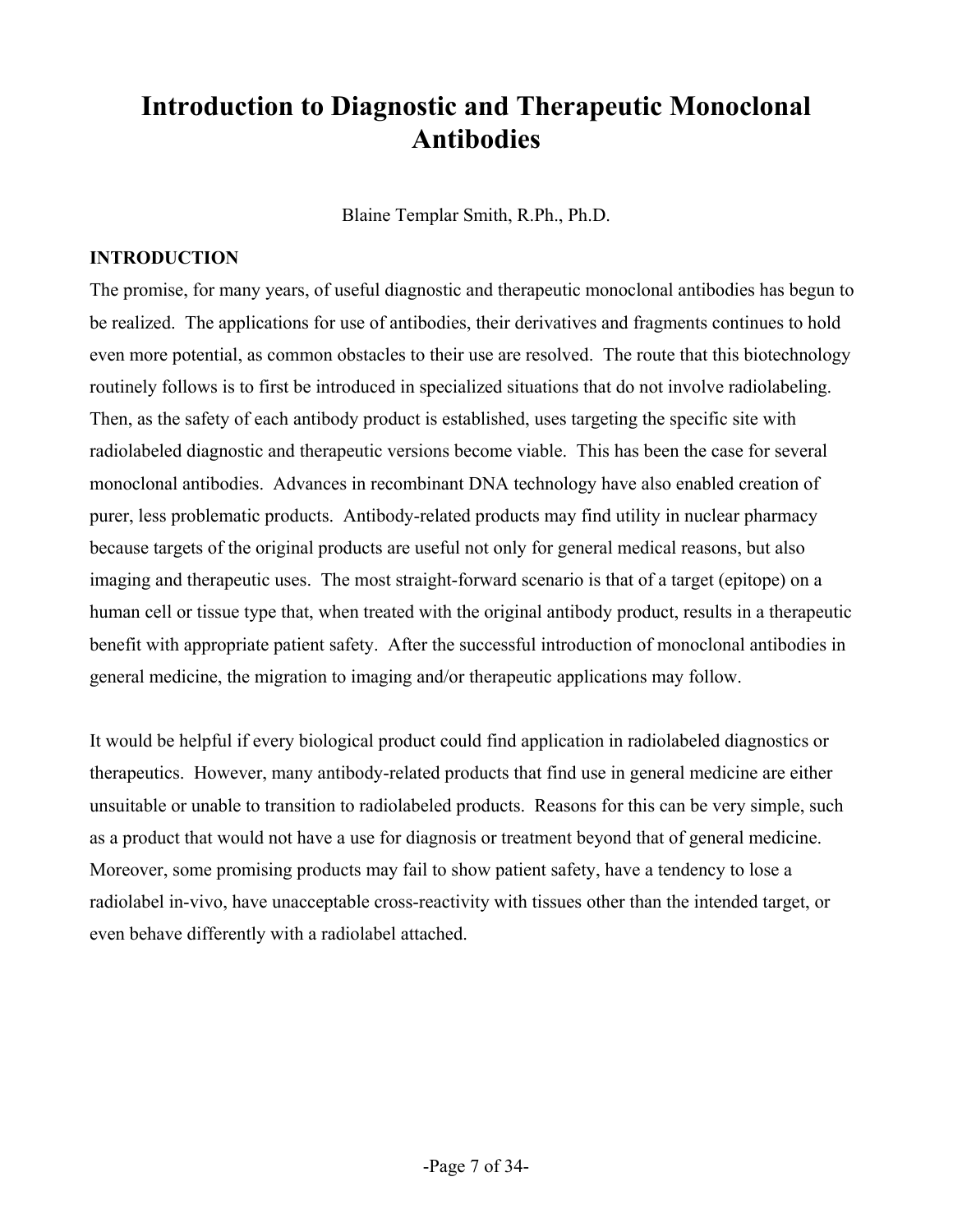# Introduction to Diagnostic and Therapeutic Monoclonal Antibodies

Blaine Templar Smith, R.Ph., Ph.D.

**INTRODUCTION**

The promise, for many years, of useful diagnostic and therapeutic monoclonal antibodies has begun to be realized. The applications for use of antibodies, their derivatives and fragments continues to hold even more potential, as common obstacles to their use are resolved. The route that this biotechnology routinely follows is to first be introduced in specialized situations that do not involve radiolabeling. Then, as the safety of each antibody product is established, uses targeting the specific site with radiolabeled diagnostic and therapeutic versions become viable. This has been the case for several monoclonal antibodies. Advances in recombinant DNA technology have also enabled creation of purer, less problematic products. Antibody-related products may find utility in nuclear pharmacy because targets of the original products are useful not only for general medical reasons, but also imaging and therapeutic uses. The most straight-forward scenario is that of a target (epitope) on a human cell or tissue type that, when treated with the original antibody product, results in a therapeutic benefit with appropriate patient safety. After the successful introduction of monoclonal antibodies in general medicine, the migration to imaging and/or therapeutic applications may follow.

It would be helpful if every biological product could find application in radiolabeled diagnostics or therapeutics. However, many antibody-related products that find use in general medicine are either unsuitable or unable to transition to radiolabeled products. Reasons for this can be very simple, such as a product that would not have a use for diagnosis or treatment beyond that of general medicine. Moreover, some promising products may fail to show patient safety, have a tendency to lose a radiolabel in-vivo, have unacceptable cross-reactivity with tissues other than the intended target, or even behave differently with a radiolabel attached.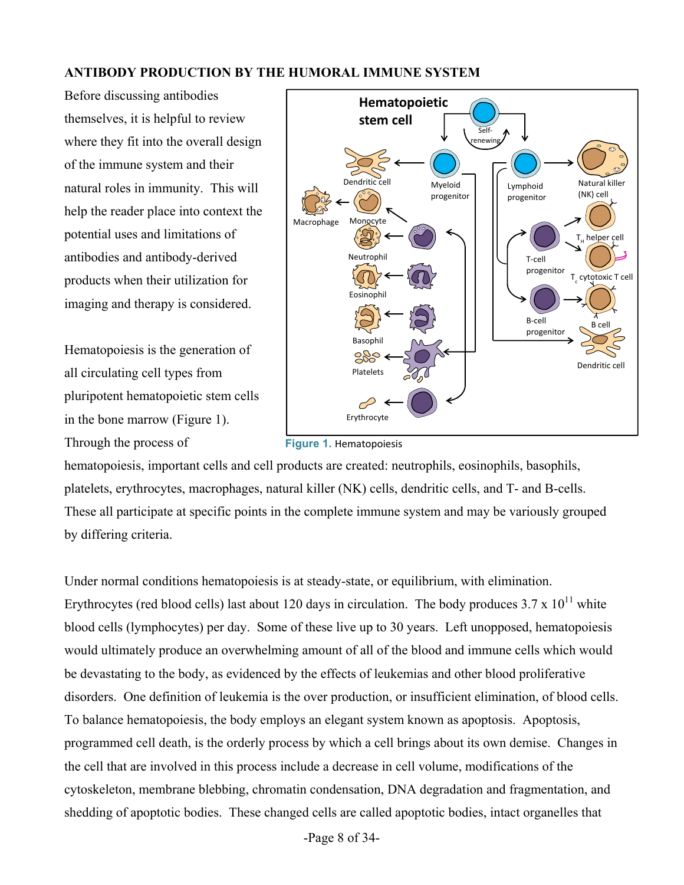## ANTIBODY PRODUCTION BY THE HUMORAL IMMUNE SYSTEM

Before discussing antibodies themselves, it is helpful to review where they fit into the overall design of the immune system and their natural roles in immunity. This will help the reader place into context the potential uses and limitations of antibodies and antibody-derived products when their utilization for imaging and therapy is considered.

Hematopoiesis is the generation of all circulating cell types from pluripotent hematopoietic stem cells in the bone marrow (Figure 1). Through the process of hematopoiesis, important cells and cell products are created: neutrophils, eosinophils, basophils, platelets, erythrocytes, macrophages, natural killer (NK) cells, dendritic cells, and T- and B-cells. These all participate at specific points in the complete immune system and may be variously grouped by differing criteria.

**Figure 1.** Hematopoiesis

Under normal conditions hematopoiesis is at steady-state, or equilibrium, with elimination. Erythrocytes (red blood cells) last about 120 days in circulation. The body produces 3.7 x $10^{11}$ white blood cells (lymphocytes) per day. Some of these live up to 30 years. Left unopposed, hematopoiesis would ultimately produce an overwhelming amount of all of the blood and immune cells which would be devastating to the body, as evidenced by the effects of leukemias and other blood proliferative disorders. One definition of leukemia is the over production, or insufficient elimination, of blood cells. To balance hematopoiesis, the body employs an elegant system known as apoptosis. Apoptosis, programmed cell death, is the orderly process by which a cell brings about its own demise. Changes in the cell that are involved in this process include a decrease in cell volume, modifications of the cytoskeleton, membrane blebbing, chromatin condensation, DNA degradation and fragmentation, and shedding of apoptotic bodies. These changed cells are called apoptotic bodies, intact organelles that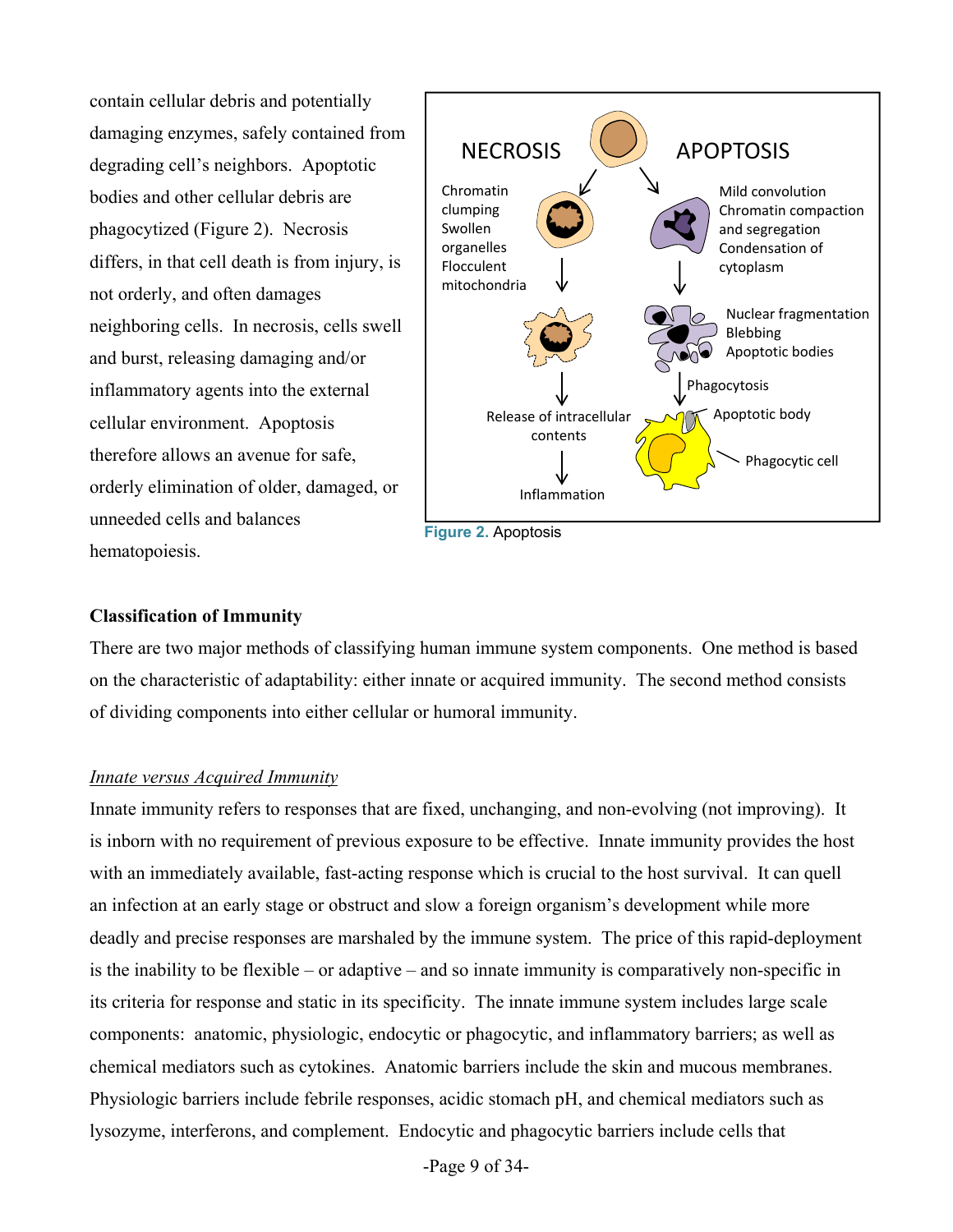contain cellular debris and potentially damaging enzymes, safely contained from degrading cell's neighbors. Apoptotic bodies and other cellular debris are phagocytized (Figure 2). Necrosis differs, in that cell death is from injury, is not orderly, and often damages neighboring cells. In necrosis, cells swell and burst, releasing damaging and/or inflammatory agents into the external cellular environment. Apoptosis therefore allows an avenue for safe, orderly elimination of older, damaged, or unneeded cells and balances hematopoiesis.

Figure 2. Apoptosis

**Classification of Immunity**

There are two major methods of classifying human immune system components. One method is based on the characteristic of adaptability: either innate or acquired immunity. The second method consists of dividing components into either cellular or humoral immunity.

*Innate versus Acquired Immunity*

Innate immunity refers to responses that are fixed, unchanging, and non-evolving (not improving). It is inborn with no requirement of previous exposure to be effective. Innate immunity provides the host with an immediately available, fast-acting response which is crucial to the host survival. It can quell an infection at an early stage or obstruct and slow a foreign organism's development while more deadly and precise responses are marshaled by the immune system. The price of this rapid-deployment is the inability to be flexible – or adaptive – and so innate immunity is comparatively non-specific in its criteria for response and static in its specificity. The innate immune system includes large scale components: anatomic, physiologic, endocytic or phagocytic, and inflammatory barriers; as well as chemical mediators such as cytokines. Anatomic barriers include the skin and mucous membranes. Physiologic barriers include febrile responses, acidic stomach pH, and chemical mediators such as lysozyme, interferons, and complement. Endocytic and phagocytic barriers include cells that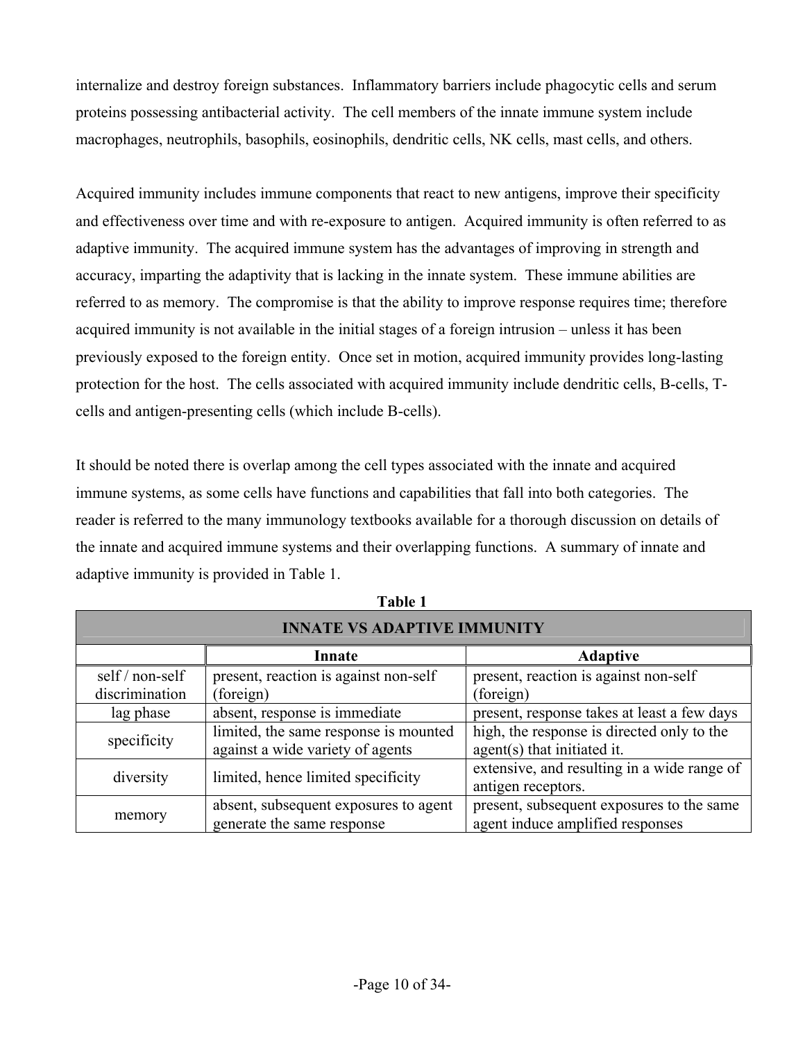internalize and destroy foreign substances. Inflammatory barriers include phagocytic cells and serum proteins possessing antibacterial activity. The cell members of the innate immune system include macrophages, neutrophils, basophils, eosinophils, dendritic cells, NK cells, mast cells, and others.

Acquired immunity includes immune components that react to new antigens, improve their specificity and effectiveness over time and with re-exposure to antigen. Acquired immunity is often referred to as adaptive immunity. The acquired immune system has the advantages of improving in strength and accuracy, imparting the adaptivity that is lacking in the innate system. These immune abilities are referred to as memory. The compromise is that the ability to improve response requires time; therefore acquired immunity is not available in the initial stages of a foreign intrusion – unless it has been previously exposed to the foreign entity. Once set in motion, acquired immunity provides long-lasting protection for the host. The cells associated with acquired immunity include dendritic cells, B-cells, T-cells and antigen-presenting cells (which include B-cells).

It should be noted there is overlap among the cell types associated with the innate and acquired immune systems, as some cells have functions and capabilities that fall into both categories. The reader is referred to the many immunology textbooks available for a thorough discussion on details of the innate and acquired immune systems and their overlapping functions. A summary of innate and adaptive immunity is provided in Table 1.

**Table 1**

**INNATE VS ADAPTIVE IMMUNITY**

| | **Innate** | **Adaptive** |
|---|---|---|
| self / non-self discrimination | present, reaction is against non-self (foreign) | present, reaction is against non-self (foreign) |
| lag phase | absent, response is immediate | present, response takes at least a few days |
| specificity | limited, the same response is mounted against a wide variety of agents | high, the response is directed only to the agent(s) that initiated it. |
| diversity | limited, hence limited specificity | extensive, and resulting in a wide range of antigen receptors. |
| memory | absent, subsequent exposures to agent generate the same response | present, subsequent exposures to the same agent induce amplified responses |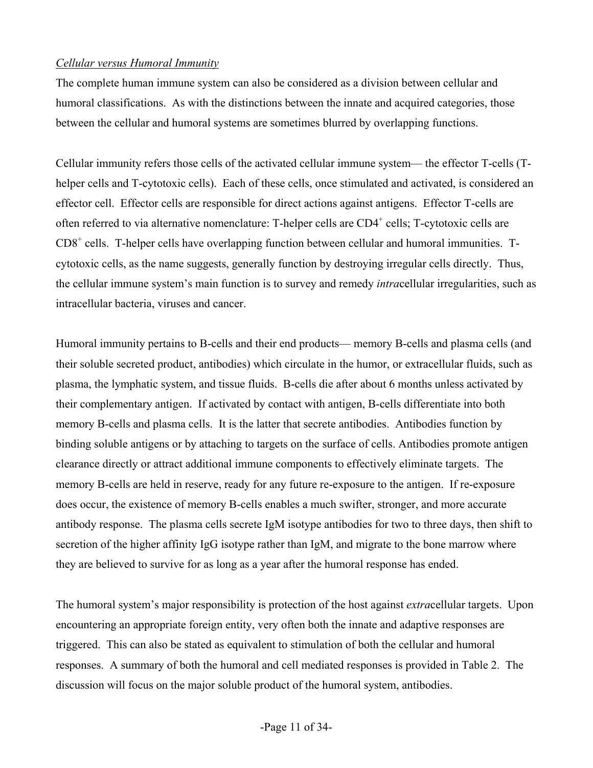*Cellular versus Humoral Immunity*

The complete human immune system can also be considered as a division between cellular and humoral classifications. As with the distinctions between the innate and acquired categories, those between the cellular and humoral systems are sometimes blurred by overlapping functions.

Cellular immunity refers those cells of the activated cellular immune system— the effector T-cells (T-helper cells and T-cytotoxic cells). Each of these cells, once stimulated and activated, is considered an effector cell. Effector cells are responsible for direct actions against antigens. Effector T-cells are often referred to via alternative nomenclature: T-helper cells are $CD4^+$ cells; T-cytotoxic cells are $CD8^+$ cells. T-helper cells have overlapping function between cellular and humoral immunities. T-cytotoxic cells, as the name suggests, generally function by destroying irregular cells directly. Thus, the cellular immune system's main function is to survey and remedy *intra*cellular irregularities, such as intracellular bacteria, viruses and cancer.

Humoral immunity pertains to B-cells and their end products— memory B-cells and plasma cells (and their soluble secreted product, antibodies) which circulate in the humor, or extracellular fluids, such as plasma, the lymphatic system, and tissue fluids. B-cells die after about 6 months unless activated by their complementary antigen. If activated by contact with antigen, B-cells differentiate into both memory B-cells and plasma cells. It is the latter that secrete antibodies. Antibodies function by binding soluble antigens or by attaching to targets on the surface of cells. Antibodies promote antigen clearance directly or attract additional immune components to effectively eliminate targets. The memory B-cells are held in reserve, ready for any future re-exposure to the antigen. If re-exposure does occur, the existence of memory B-cells enables a much swifter, stronger, and more accurate antibody response. The plasma cells secrete IgM isotype antibodies for two to three days, then shift to secretion of the higher affinity IgG isotype rather than IgM, and migrate to the bone marrow where they are believed to survive for as long as a year after the humoral response has ended.

The humoral system's major responsibility is protection of the host against *extra*cellular targets. Upon encountering an appropriate foreign entity, very often both the innate and adaptive responses are triggered. This can also be stated as equivalent to stimulation of both the cellular and humoral responses. A summary of both the humoral and cell mediated responses is provided in Table 2. The discussion will focus on the major soluble product of the humoral system, antibodies.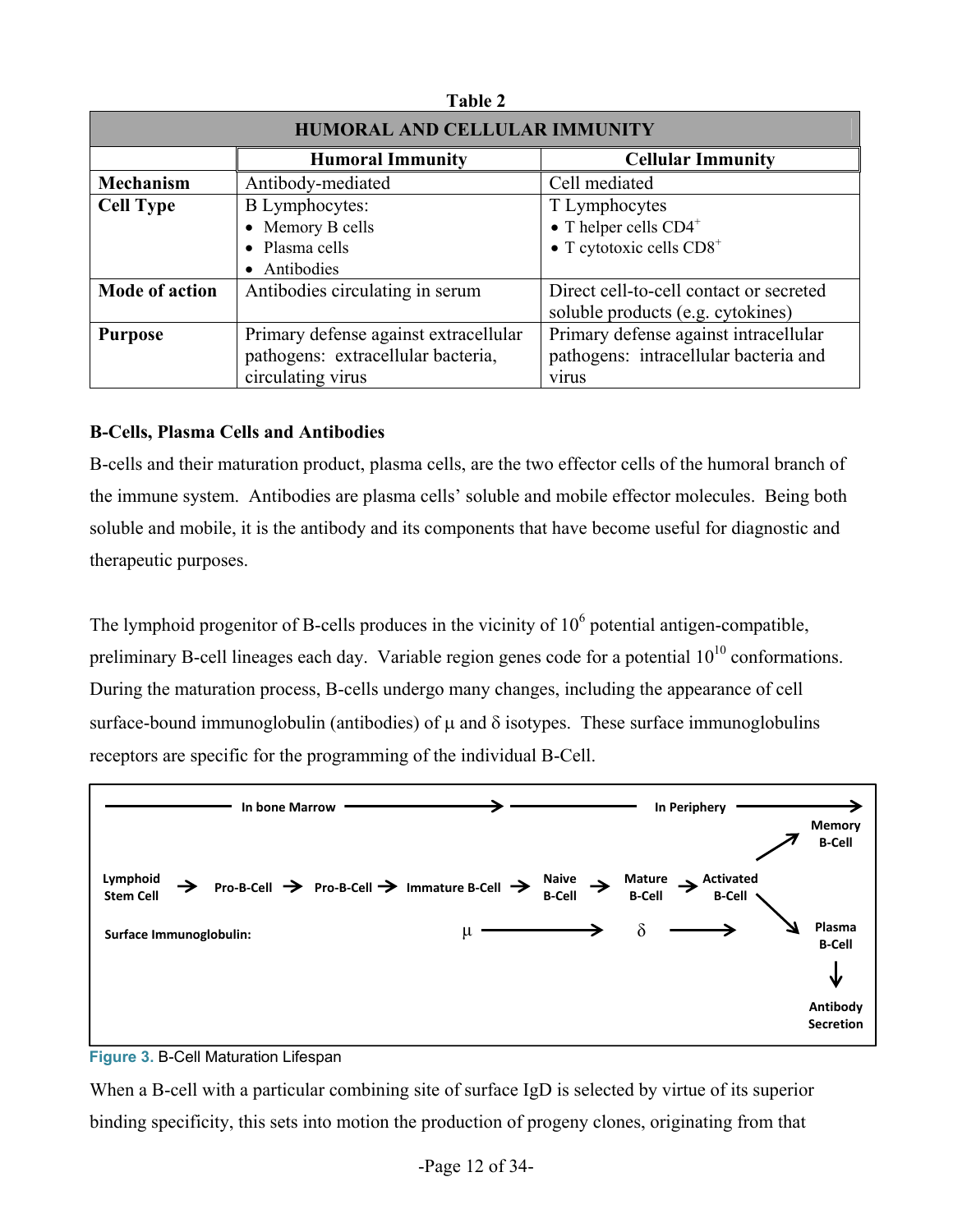**Table 2**

| HUMORAL AND CELLULAR IMMUNITY | | |
|---|---|---|
| | **Humoral Immunity** | **Cellular Immunity** |
| **Mechanism** | Antibody-mediated | Cell mediated |
| **Cell Type** | B Lymphocytes:<br>• Memory B cells<br>• Plasma cells<br>• Antibodies | T Lymphocytes<br>• T helper cells $CD4^+$<br>• T cytotoxic cells $CD8^+$ |
| **Mode of action** | Antibodies circulating in serum | Direct cell-to-cell contact or secreted soluble products (e.g. cytokines) |
| **Purpose** | Primary defense against extracellular pathogens: extracellular bacteria, circulating virus | Primary defense against intracellular pathogens: intracellular bacteria and virus |

**B-Cells, Plasma Cells and Antibodies**

B-cells and their maturation product, plasma cells, are the two effector cells of the humoral branch of the immune system. Antibodies are plasma cells' soluble and mobile effector molecules. Being both soluble and mobile, it is the antibody and its components that have become useful for diagnostic and therapeutic purposes.

The lymphoid progenitor of B-cells produces in the vicinity of $10^6$ potential antigen-compatible, preliminary B-cell lineages each day. Variable region genes code for a potential $10^{10}$ conformations. During the maturation process, B-cells undergo many changes, including the appearance of cell surface-bound immunoglobulin (antibodies) of μ and δ isotypes. These surface immunoglobulins receptors are specific for the programming of the individual B-Cell.

In bone Marrow → In Periphery →

Lymphoid Stem Cell → Pro-B-Cell → Pro-B-Cell → Immature B-Cell → Naive B-Cell → Mature B-Cell → Activated B-Cell → Memory B-Cell / Plasma B-Cell → Antibody Secretion

Surface Immunoglobulin: μ → δ →

**Figure 3.** B-Cell Maturation Lifespan

When a B-cell with a particular combining site of surface IgD is selected by virtue of its superior binding specificity, this sets into motion the production of progeny clones, originating from that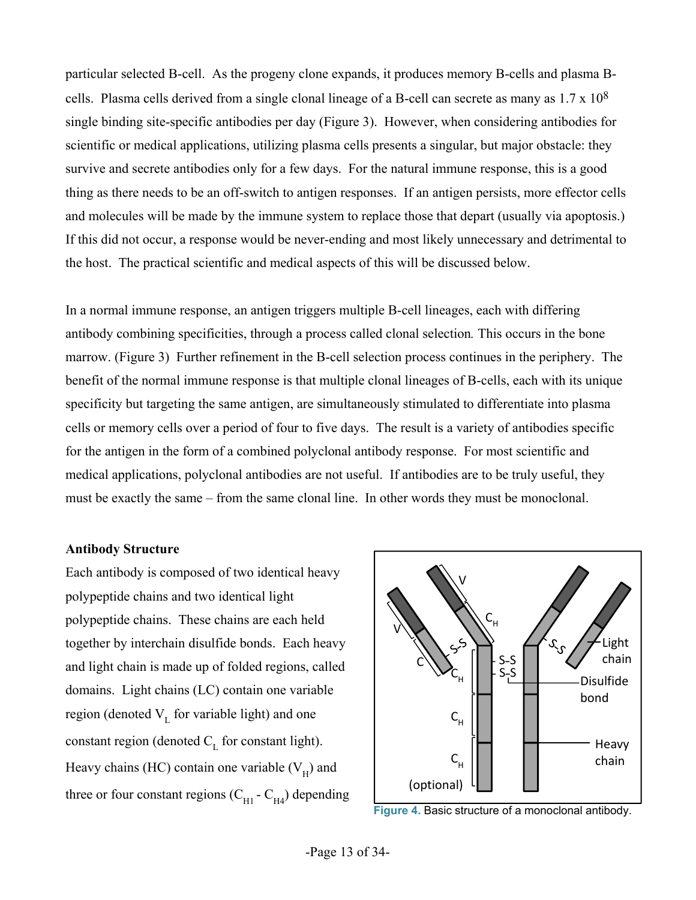particular selected B-cell. As the progeny clone expands, it produces memory B-cells and plasma B-cells. Plasma cells derived from a single clonal lineage of a B-cell can secrete as many as $1.7 \times 10^8$ single binding site-specific antibodies per day (Figure 3). However, when considering antibodies for scientific or medical applications, utilizing plasma cells presents a singular, but major obstacle: they survive and secrete antibodies only for a few days. For the natural immune response, this is a good thing as there needs to be an off-switch to antigen responses. If an antigen persists, more effector cells and molecules will be made by the immune system to replace those that depart (usually via apoptosis.) If this did not occur, a response would be never-ending and most likely unnecessary and detrimental to the host. The practical scientific and medical aspects of this will be discussed below.

In a normal immune response, an antigen triggers multiple B-cell lineages, each with differing antibody combining specificities, through a process called clonal selection*.* This occurs in the bone marrow. (Figure 3) Further refinement in the B-cell selection process continues in the periphery. The benefit of the normal immune response is that multiple clonal lineages of B-cells, each with its unique specificity but targeting the same antigen, are simultaneously stimulated to differentiate into plasma cells or memory cells over a period of four to five days. The result is a variety of antibodies specific for the antigen in the form of a combined polyclonal antibody response. For most scientific and medical applications, polyclonal antibodies are not useful. If antibodies are to be truly useful, they must be exactly the same – from the same clonal line. In other words they must be monoclonal.

**Antibody Structure**

Each antibody is composed of two identical heavy polypeptide chains and two identical light polypeptide chains. These chains are each held together by interchain disulfide bonds. Each heavy and light chain is made up of folded regions, called domains. Light chains (LC) contain one variable region (denoted $V_L$ for variable light) and one constant region (denoted $C_L$ for constant light). Heavy chains (HC) contain one variable ($V_H$) and three or four constant regions ($C_{H1}$ - $C_{H4}$) depending

Figure 4. Basic structure of a monoclonal antibody.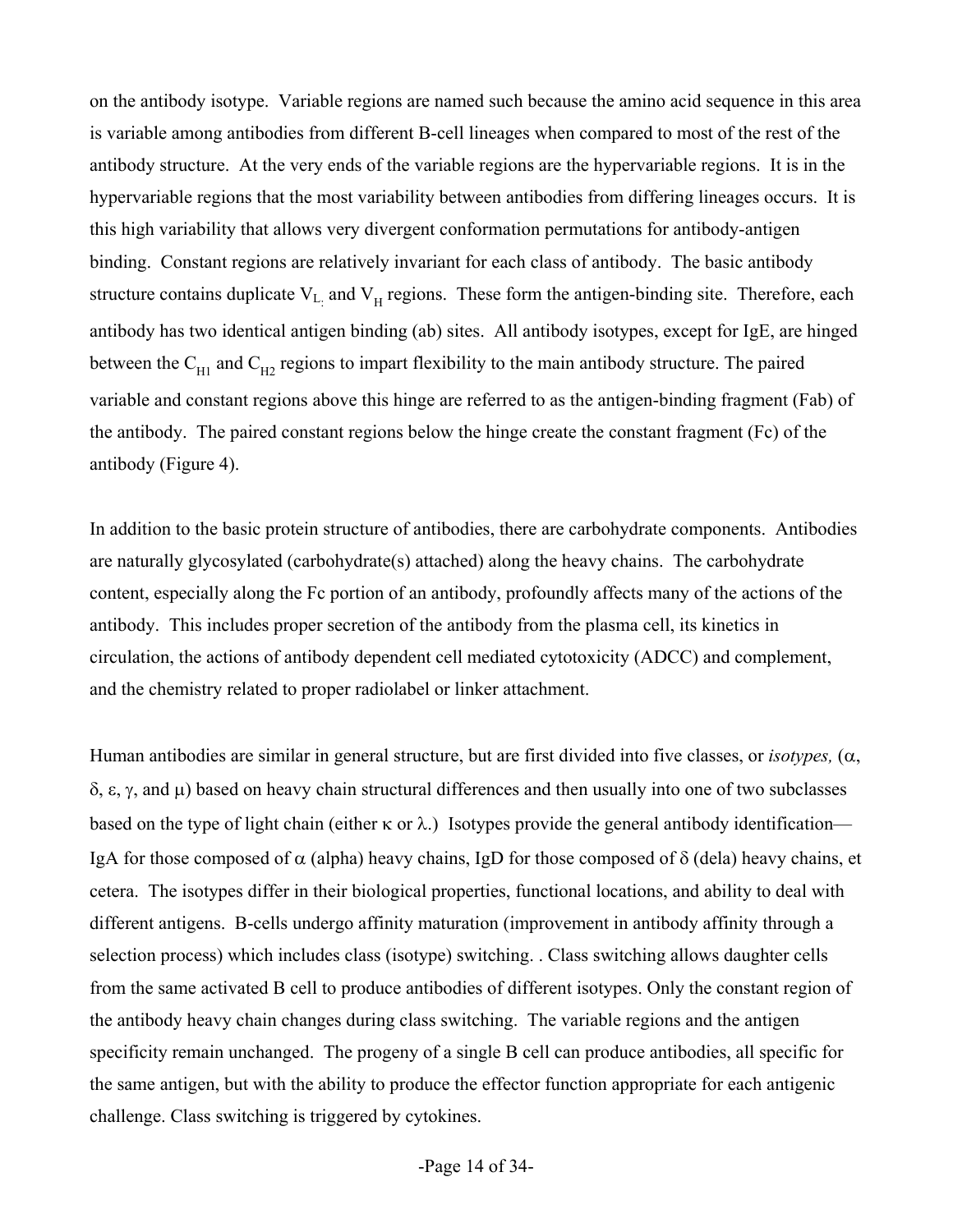on the antibody isotype. Variable regions are named such because the amino acid sequence in this area is variable among antibodies from different B-cell lineages when compared to most of the rest of the antibody structure. At the very ends of the variable regions are the hypervariable regions. It is in the hypervariable regions that the most variability between antibodies from differing lineages occurs. It is this high variability that allows very divergent conformation permutations for antibody-antigen binding. Constant regions are relatively invariant for each class of antibody. The basic antibody structure contains duplicate $V_L$ and $V_H$ regions. These form the antigen-binding site. Therefore, each antibody has two identical antigen binding (ab) sites. All antibody isotypes, except for IgE, are hinged between the $C_{H1}$ and $C_{H2}$ regions to impart flexibility to the main antibody structure. The paired variable and constant regions above this hinge are referred to as the antigen-binding fragment (Fab) of the antibody. The paired constant regions below the hinge create the constant fragment (Fc) of the antibody (Figure 4).

In addition to the basic protein structure of antibodies, there are carbohydrate components. Antibodies are naturally glycosylated (carbohydrate(s) attached) along the heavy chains. The carbohydrate content, especially along the Fc portion of an antibody, profoundly affects many of the actions of the antibody. This includes proper secretion of the antibody from the plasma cell, its kinetics in circulation, the actions of antibody dependent cell mediated cytotoxicity (ADCC) and complement, and the chemistry related to proper radiolabel or linker attachment.

Human antibodies are similar in general structure, but are first divided into five classes, or *isotypes,* (α, δ, ε, γ, and μ) based on heavy chain structural differences and then usually into one of two subclasses based on the type of light chain (either κ or λ.) Isotypes provide the general antibody identification—IgA for those composed of α (alpha) heavy chains, IgD for those composed of δ (dela) heavy chains, et cetera. The isotypes differ in their biological properties, functional locations, and ability to deal with different antigens. B-cells undergo affinity maturation (improvement in antibody affinity through a selection process) which includes class (isotype) switching. . Class switching allows daughter cells from the same activated B cell to produce antibodies of different isotypes. Only the constant region of the antibody heavy chain changes during class switching. The variable regions and the antigen specificity remain unchanged. The progeny of a single B cell can produce antibodies, all specific for the same antigen, but with the ability to produce the effector function appropriate for each antigenic challenge. Class switching is triggered by cytokines.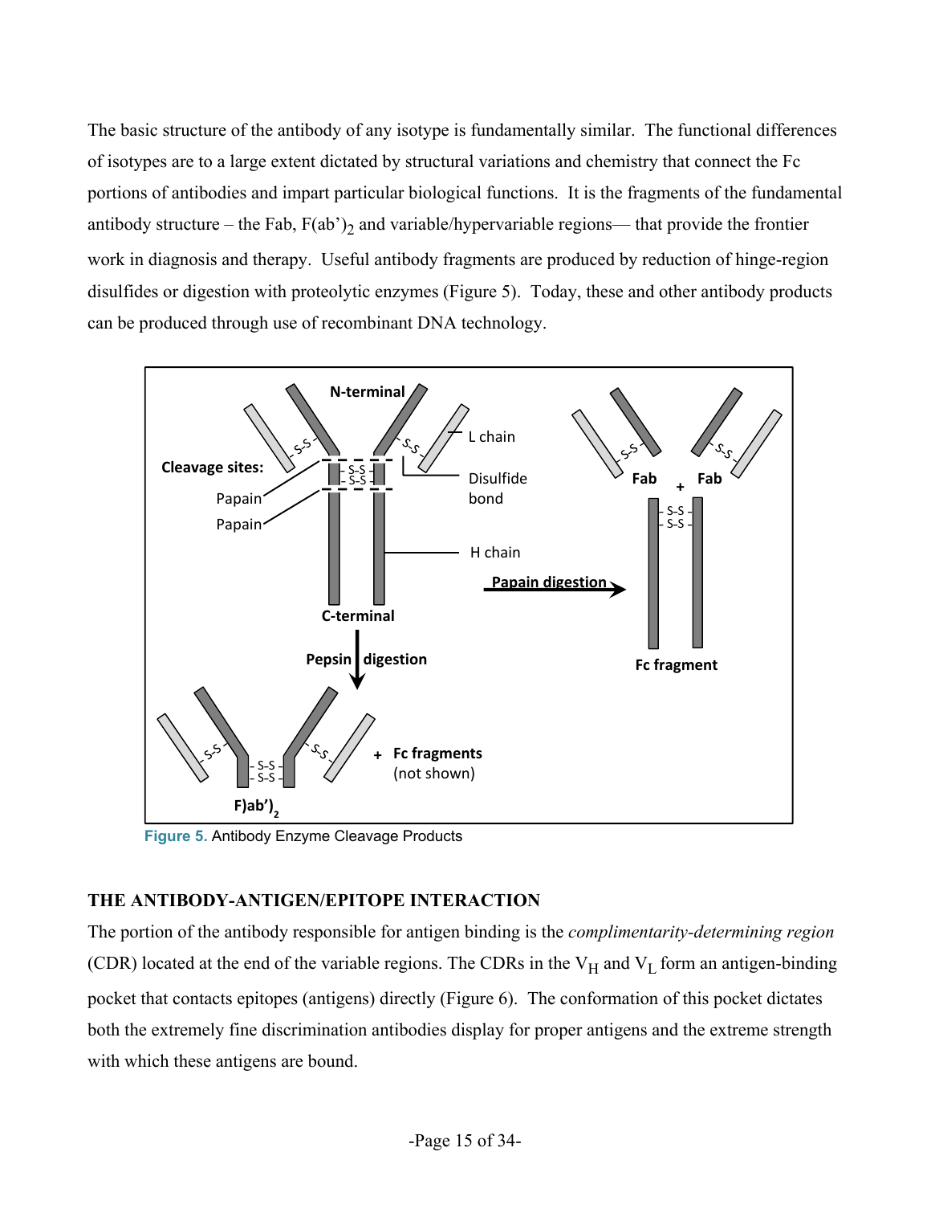The basic structure of the antibody of any isotype is fundamentally similar. The functional differences of isotypes are to a large extent dictated by structural variations and chemistry that connect the Fc portions of antibodies and impart particular biological functions. It is the fragments of the fundamental antibody structure – the Fab, $F(ab')_2$ and variable/hypervariable regions— that provide the frontier work in diagnosis and therapy. Useful antibody fragments are produced by reduction of hinge-region disulfides or digestion with proteolytic enzymes (Figure 5). Today, these and other antibody products can be produced through use of recombinant DNA technology.

**Figure 5.** Antibody Enzyme Cleavage Products

### THE ANTIBODY-ANTIGEN/EPITOPE INTERACTION

The portion of the antibody responsible for antigen binding is the *complimentarity-determining region* (CDR) located at the end of the variable regions. The CDRs in the $V_H$ and $V_L$ form an antigen-binding pocket that contacts epitopes (antigens) directly (Figure 6). The conformation of this pocket dictates both the extremely fine discrimination antibodies display for proper antigens and the extreme strength with which these antigens are bound.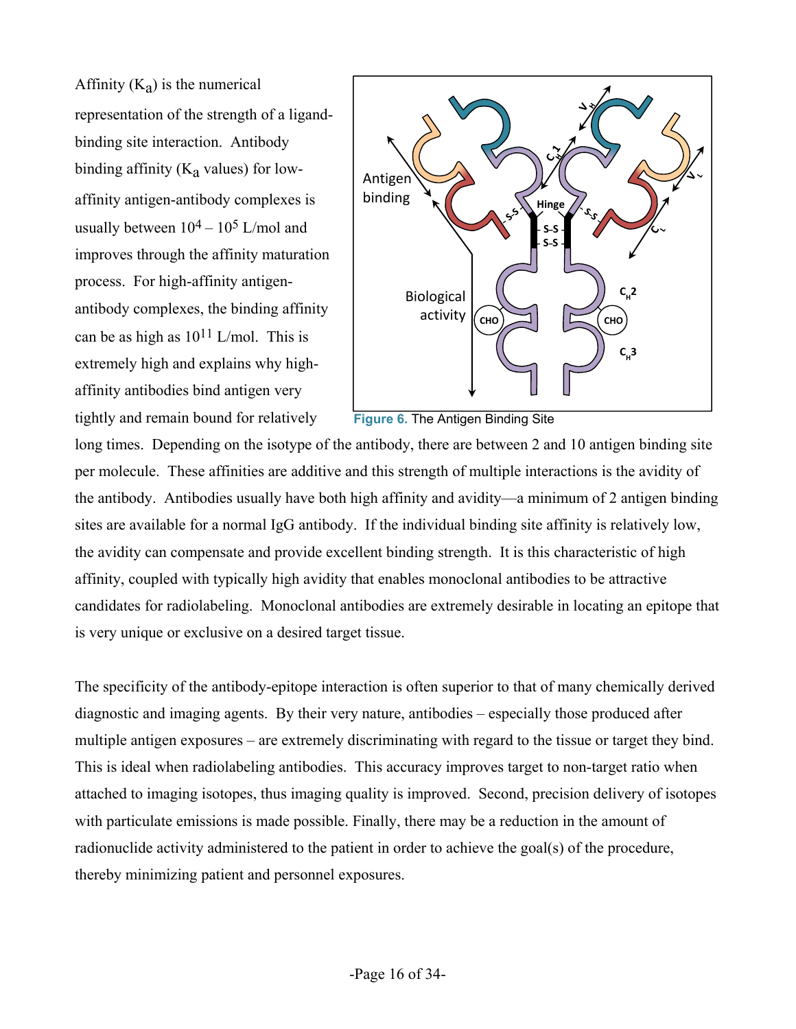Affinity ($K_a$) is the numerical representation of the strength of a ligand-binding site interaction. Antibody binding affinity ($K_a$ values) for low-affinity antigen-antibody complexes is usually between $10^4 – 10^5$ L/mol and improves through the affinity maturation process. For high-affinity antigen-antibody complexes, the binding affinity can be as high as $10^{11}$ L/mol. This is extremely high and explains why high-affinity antibodies bind antigen very tightly and remain bound for relatively long times. Depending on the isotype of the antibody, there are between 2 and 10 antigen binding site per molecule. These affinities are additive and this strength of multiple interactions is the avidity of the antibody. Antibodies usually have both high affinity and avidity—a minimum of 2 antigen binding sites are available for a normal IgG antibody. If the individual binding site affinity is relatively low, the avidity can compensate and provide excellent binding strength. It is this characteristic of high affinity, coupled with typically high avidity that enables monoclonal antibodies to be attractive candidates for radiolabeling. Monoclonal antibodies are extremely desirable in locating an epitope that is very unique or exclusive on a desired target tissue.

**Figure 6.** The Antigen Binding Site

The specificity of the antibody-epitope interaction is often superior to that of many chemically derived diagnostic and imaging agents. By their very nature, antibodies – especially those produced after multiple antigen exposures – are extremely discriminating with regard to the tissue or target they bind. This is ideal when radiolabeling antibodies. This accuracy improves target to non-target ratio when attached to imaging isotopes, thus imaging quality is improved. Second, precision delivery of isotopes with particulate emissions is made possible. Finally, there may be a reduction in the amount of radionuclide activity administered to the patient in order to achieve the goal(s) of the procedure, thereby minimizing patient and personnel exposures.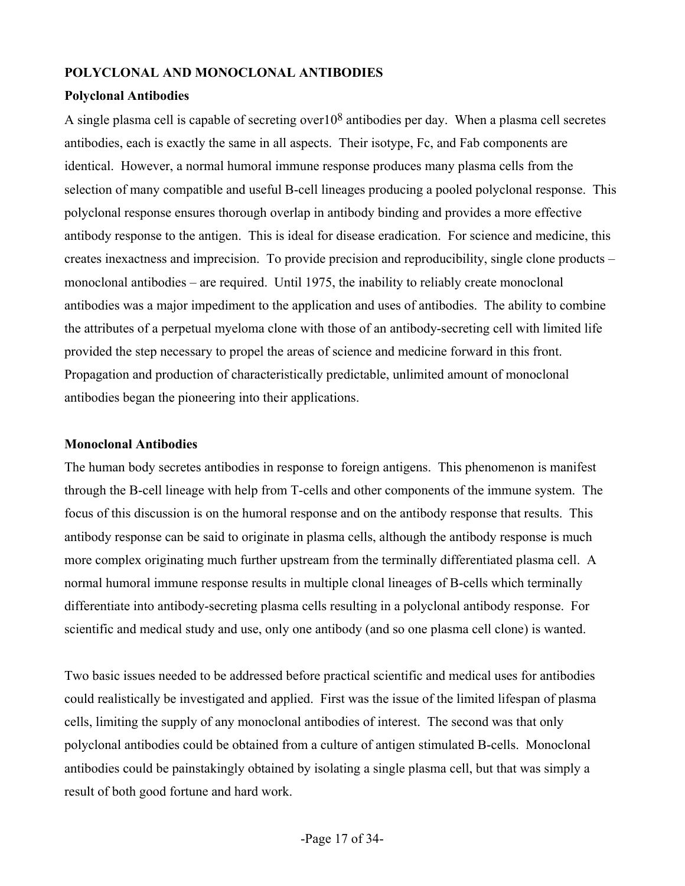**POLYCLONAL AND MONOCLONAL ANTIBODIES**

**Polyclonal Antibodies**

A single plasma cell is capable of secreting over$10^8$ antibodies per day. When a plasma cell secretes antibodies, each is exactly the same in all aspects. Their isotype, Fc, and Fab components are identical. However, a normal humoral immune response produces many plasma cells from the selection of many compatible and useful B-cell lineages producing a pooled polyclonal response. This polyclonal response ensures thorough overlap in antibody binding and provides a more effective antibody response to the antigen. This is ideal for disease eradication. For science and medicine, this creates inexactness and imprecision. To provide precision and reproducibility, single clone products – monoclonal antibodies – are required. Until 1975, the inability to reliably create monoclonal antibodies was a major impediment to the application and uses of antibodies. The ability to combine the attributes of a perpetual myeloma clone with those of an antibody-secreting cell with limited life provided the step necessary to propel the areas of science and medicine forward in this front. Propagation and production of characteristically predictable, unlimited amount of monoclonal antibodies began the pioneering into their applications.

**Monoclonal Antibodies**

The human body secretes antibodies in response to foreign antigens. This phenomenon is manifest through the B-cell lineage with help from T-cells and other components of the immune system. The focus of this discussion is on the humoral response and on the antibody response that results. This antibody response can be said to originate in plasma cells, although the antibody response is much more complex originating much further upstream from the terminally differentiated plasma cell. A normal humoral immune response results in multiple clonal lineages of B-cells which terminally differentiate into antibody-secreting plasma cells resulting in a polyclonal antibody response. For scientific and medical study and use, only one antibody (and so one plasma cell clone) is wanted.

Two basic issues needed to be addressed before practical scientific and medical uses for antibodies could realistically be investigated and applied. First was the issue of the limited lifespan of plasma cells, limiting the supply of any monoclonal antibodies of interest. The second was that only polyclonal antibodies could be obtained from a culture of antigen stimulated B-cells. Monoclonal antibodies could be painstakingly obtained by isolating a single plasma cell, but that was simply a result of both good fortune and hard work.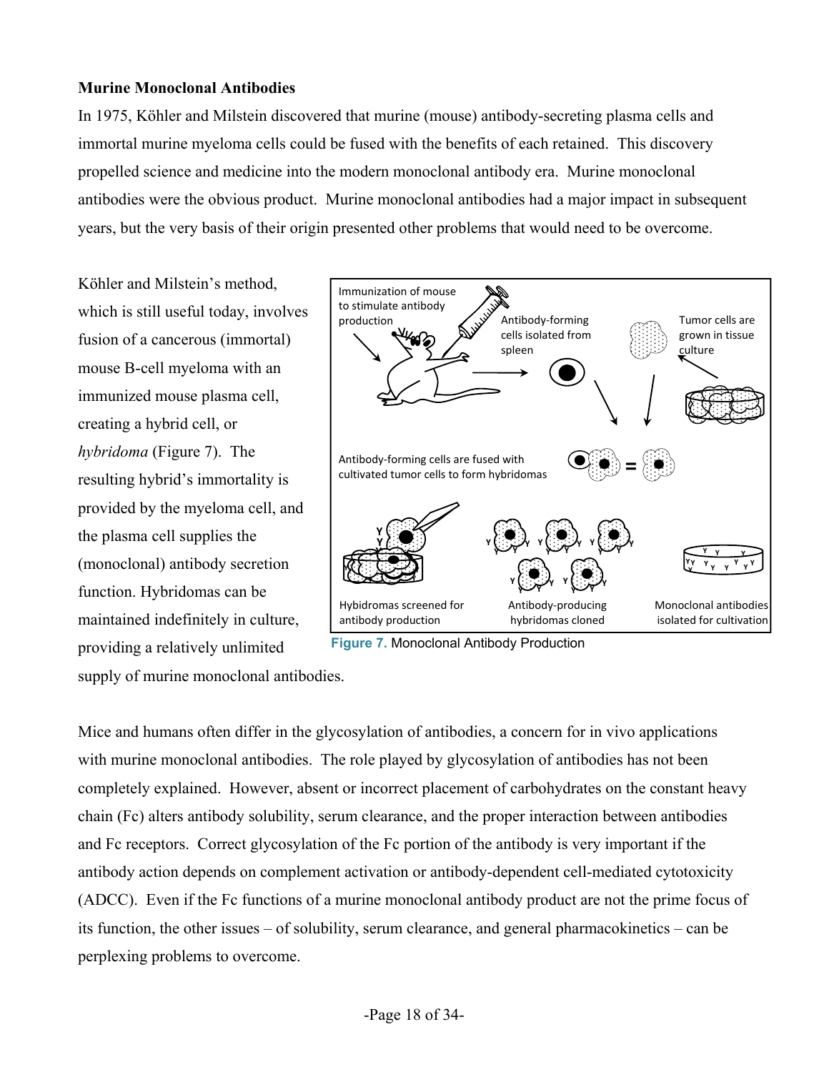**Murine Monoclonal Antibodies**

In 1975, Köhler and Milstein discovered that murine (mouse) antibody-secreting plasma cells and immortal murine myeloma cells could be fused with the benefits of each retained. This discovery propelled science and medicine into the modern monoclonal antibody era. Murine monoclonal antibodies were the obvious product. Murine monoclonal antibodies had a major impact in subsequent years, but the very basis of their origin presented other problems that would need to be overcome.

Köhler and Milstein's method, which is still useful today, involves fusion of a cancerous (immortal) mouse B-cell myeloma with an immunized mouse plasma cell, creating a hybrid cell, or *hybridoma* (Figure 7). The resulting hybrid's immortality is provided by the myeloma cell, and the plasma cell supplies the (monoclonal) antibody secretion function. Hybridomas can be maintained indefinitely in culture, providing a relatively unlimited supply of murine monoclonal antibodies.

Figure 7. Monoclonal Antibody Production

Mice and humans often differ in the glycosylation of antibodies, a concern for in vivo applications with murine monoclonal antibodies. The role played by glycosylation of antibodies has not been completely explained. However, absent or incorrect placement of carbohydrates on the constant heavy chain (Fc) alters antibody solubility, serum clearance, and the proper interaction between antibodies and Fc receptors. Correct glycosylation of the Fc portion of the antibody is very important if the antibody action depends on complement activation or antibody-dependent cell-mediated cytotoxicity (ADCC). Even if the Fc functions of a murine monoclonal antibody product are not the prime focus of its function, the other issues – of solubility, serum clearance, and general pharmacokinetics – can be perplexing problems to overcome.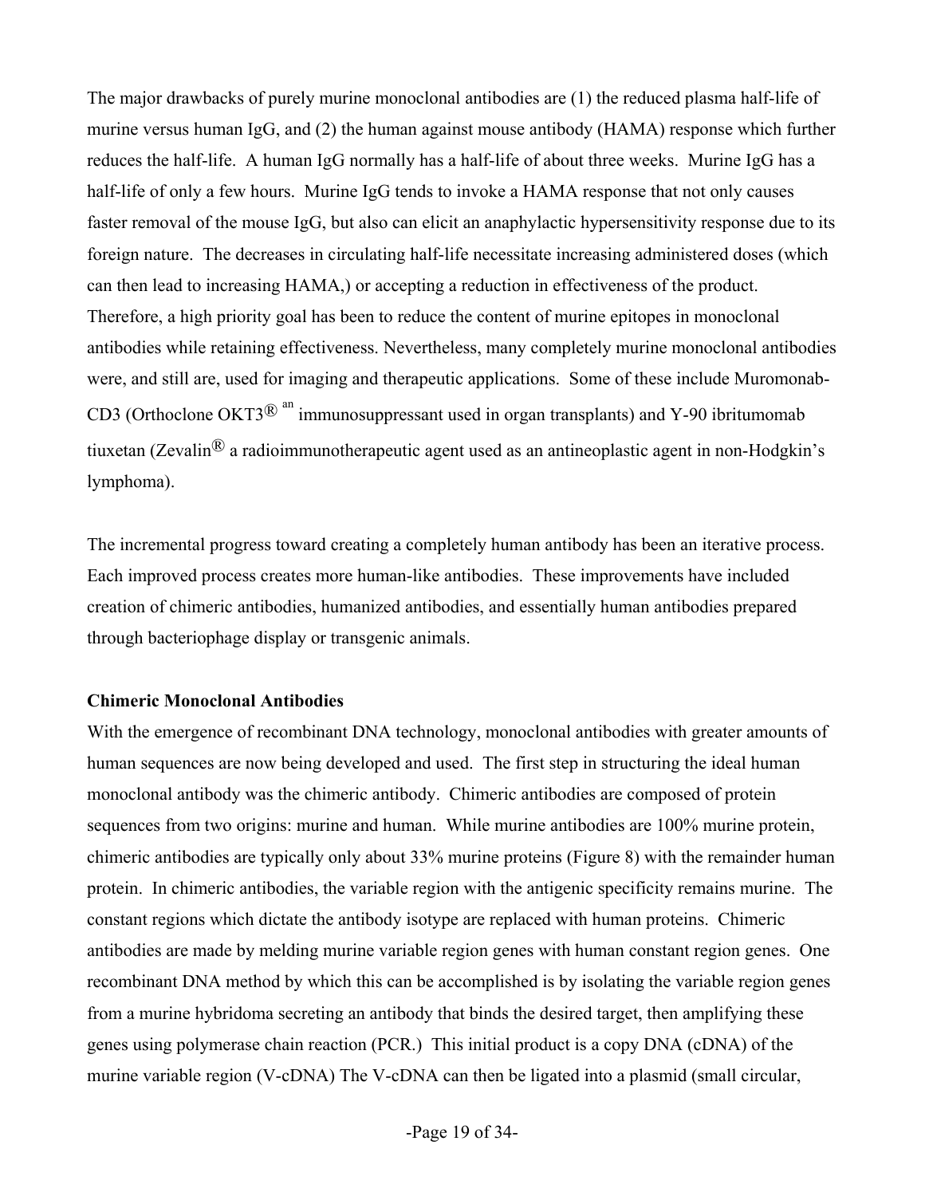The major drawbacks of purely murine monoclonal antibodies are (1) the reduced plasma half-life of murine versus human IgG, and (2) the human against mouse antibody (HAMA) response which further reduces the half-life. A human IgG normally has a half-life of about three weeks. Murine IgG has a half-life of only a few hours. Murine IgG tends to invoke a HAMA response that not only causes faster removal of the mouse IgG, but also can elicit an anaphylactic hypersensitivity response due to its foreign nature. The decreases in circulating half-life necessitate increasing administered doses (which can then lead to increasing HAMA,) or accepting a reduction in effectiveness of the product. Therefore, a high priority goal has been to reduce the content of murine epitopes in monoclonal antibodies while retaining effectiveness. Nevertheless, many completely murine monoclonal antibodies were, and still are, used for imaging and therapeutic applications. Some of these include Muromonab-CD3 (Orthoclone OKT3® [an] immunosuppressant used in organ transplants) and Y-90 ibritumomab tiuxetan (Zevalin® a radioimmunotherapeutic agent used as an antineoplastic agent in non-Hodgkin's lymphoma).

The incremental progress toward creating a completely human antibody has been an iterative process. Each improved process creates more human-like antibodies. These improvements have included creation of chimeric antibodies, humanized antibodies, and essentially human antibodies prepared through bacteriophage display or transgenic animals.

**Chimeric Monoclonal Antibodies**

With the emergence of recombinant DNA technology, monoclonal antibodies with greater amounts of human sequences are now being developed and used. The first step in structuring the ideal human monoclonal antibody was the chimeric antibody. Chimeric antibodies are composed of protein sequences from two origins: murine and human. While murine antibodies are 100% murine protein, chimeric antibodies are typically only about 33% murine proteins (Figure 8) with the remainder human protein. In chimeric antibodies, the variable region with the antigenic specificity remains murine. The constant regions which dictate the antibody isotype are replaced with human proteins. Chimeric antibodies are made by melding murine variable region genes with human constant region genes. One recombinant DNA method by which this can be accomplished is by isolating the variable region genes from a murine hybridoma secreting an antibody that binds the desired target, then amplifying these genes using polymerase chain reaction (PCR.) This initial product is a copy DNA (cDNA) of the murine variable region (V-cDNA) The V-cDNA can then be ligated into a plasmid (small circular,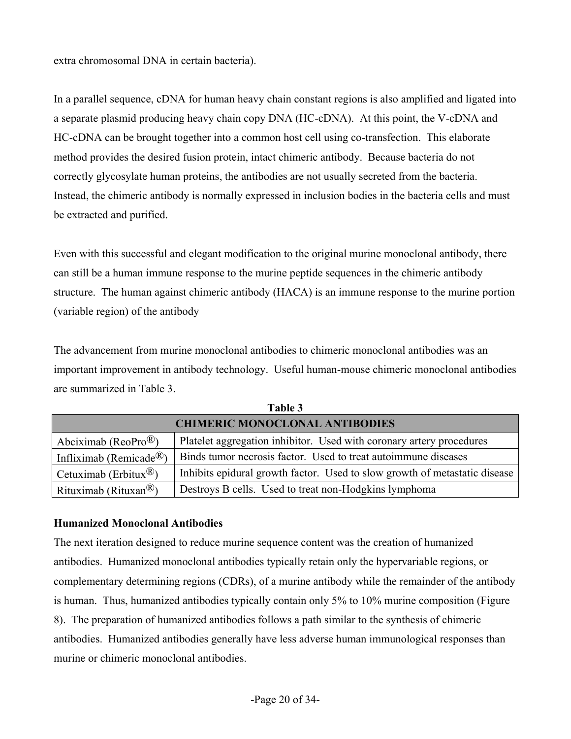extra chromosomal DNA in certain bacteria).

In a parallel sequence, cDNA for human heavy chain constant regions is also amplified and ligated into a separate plasmid producing heavy chain copy DNA (HC-cDNA). At this point, the V-cDNA and HC-cDNA can be brought together into a common host cell using co-transfection. This elaborate method provides the desired fusion protein, intact chimeric antibody. Because bacteria do not correctly glycosylate human proteins, the antibodies are not usually secreted from the bacteria. Instead, the chimeric antibody is normally expressed in inclusion bodies in the bacteria cells and must be extracted and purified.

Even with this successful and elegant modification to the original murine monoclonal antibody, there can still be a human immune response to the murine peptide sequences in the chimeric antibody structure. The human against chimeric antibody (HACA) is an immune response to the murine portion (variable region) of the antibody

The advancement from murine monoclonal antibodies to chimeric monoclonal antibodies was an important improvement in antibody technology. Useful human-mouse chimeric monoclonal antibodies are summarized in Table 3.

**Table 3**

| CHIMERIC MONOCLONAL ANTIBODIES | |
|---|---|
| Abciximab (ReoPro®) | Platelet aggregation inhibitor. Used with coronary artery procedures |
| Infliximab (Remicade®) | Binds tumor necrosis factor. Used to treat autoimmune diseases |
| Cetuximab (Erbitux®) | Inhibits epidural growth factor. Used to slow growth of metastatic disease |
| Rituximab (Rituxan®) | Destroys B cells. Used to treat non-Hodgkins lymphoma |

**Humanized Monoclonal Antibodies**

The next iteration designed to reduce murine sequence content was the creation of humanized antibodies. Humanized monoclonal antibodies typically retain only the hypervariable regions, or complementary determining regions (CDRs), of a murine antibody while the remainder of the antibody is human. Thus, humanized antibodies typically contain only 5% to 10% murine composition (Figure 8). The preparation of humanized antibodies follows a path similar to the synthesis of chimeric antibodies. Humanized antibodies generally have less adverse human immunological responses than murine or chimeric monoclonal antibodies.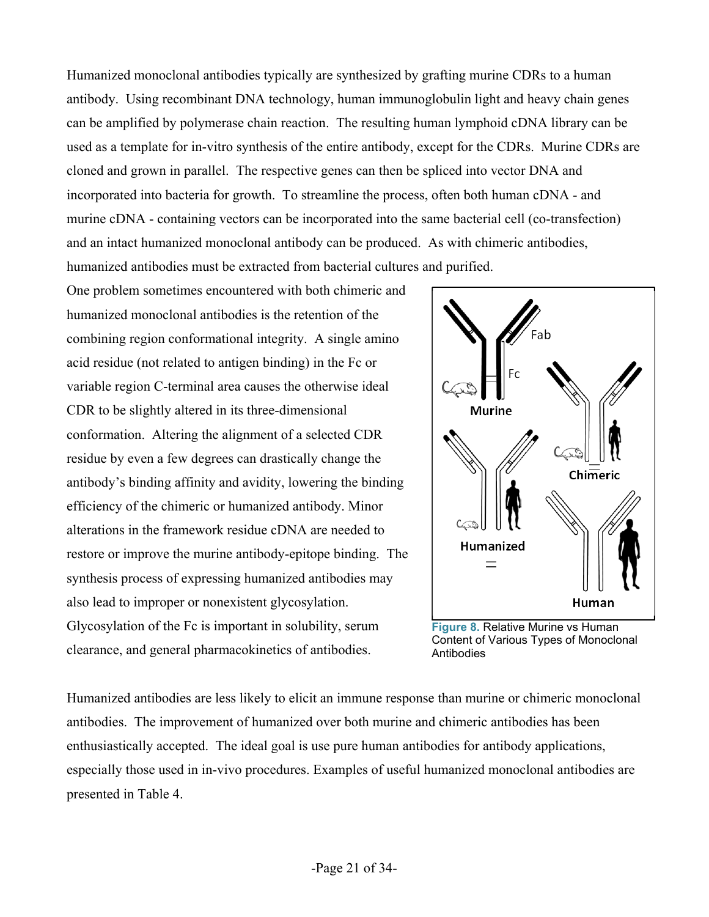Humanized monoclonal antibodies typically are synthesized by grafting murine CDRs to a human antibody. Using recombinant DNA technology, human immunoglobulin light and heavy chain genes can be amplified by polymerase chain reaction. The resulting human lymphoid cDNA library can be used as a template for in-vitro synthesis of the entire antibody, except for the CDRs. Murine CDRs are cloned and grown in parallel. The respective genes can then be spliced into vector DNA and incorporated into bacteria for growth. To streamline the process, often both human cDNA - and murine cDNA - containing vectors can be incorporated into the same bacterial cell (co-transfection) and an intact humanized monoclonal antibody can be produced. As with chimeric antibodies, humanized antibodies must be extracted from bacterial cultures and purified.

One problem sometimes encountered with both chimeric and humanized monoclonal antibodies is the retention of the combining region conformational integrity. A single amino acid residue (not related to antigen binding) in the Fc or variable region C-terminal area causes the otherwise ideal CDR to be slightly altered in its three-dimensional conformation. Altering the alignment of a selected CDR residue by even a few degrees can drastically change the antibody's binding affinity and avidity, lowering the binding efficiency of the chimeric or humanized antibody. Minor alterations in the framework residue cDNA are needed to restore or improve the murine antibody-epitope binding. The synthesis process of expressing humanized antibodies may also lead to improper or nonexistent glycosylation. Glycosylation of the Fc is important in solubility, serum clearance, and general pharmacokinetics of antibodies.

**Figure 8.** Relative Murine vs Human Content of Various Types of Monoclonal Antibodies

Humanized antibodies are less likely to elicit an immune response than murine or chimeric monoclonal antibodies. The improvement of humanized over both murine and chimeric antibodies has been enthusiastically accepted. The ideal goal is use pure human antibodies for antibody applications, especially those used in in-vivo procedures. Examples of useful humanized monoclonal antibodies are presented in Table 4.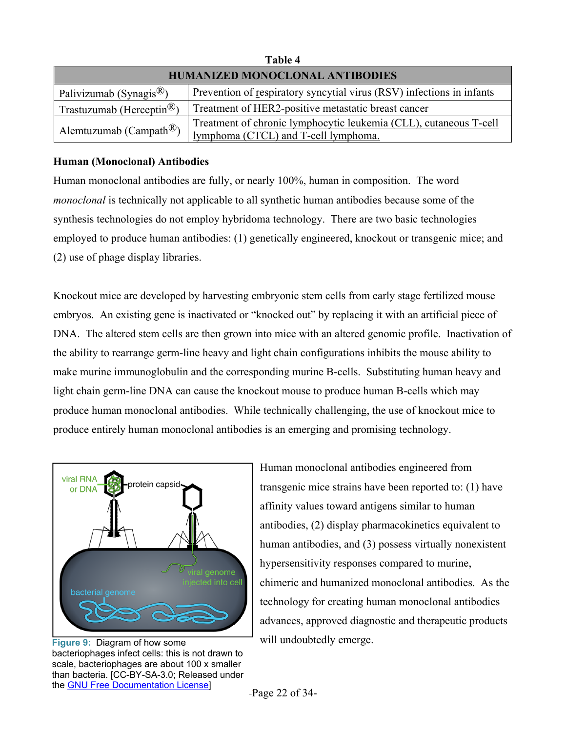**Table 4**

| HUMANIZED MONOCLONAL ANTIBODIES | |
|---|---|
| Palivizumab (Synagis®) | Prevention of respiratory syncytial virus (RSV) infections in infants |
| Trastuzumab (Herceptin®) | Treatment of HER2-positive metastatic breast cancer |
| Alemtuzumab (Campath®) | Treatment of chronic lymphocytic leukemia (CLL), cutaneous T-cell lymphoma (CTCL) and T-cell lymphoma. |

**Human (Monoclonal) Antibodies**

Human monoclonal antibodies are fully, or nearly 100%, human in composition. The word *monoclonal* is technically not applicable to all synthetic human antibodies because some of the synthesis technologies do not employ hybridoma technology. There are two basic technologies employed to produce human antibodies: (1) genetically engineered, knockout or transgenic mice; and (2) use of phage display libraries.

Knockout mice are developed by harvesting embryonic stem cells from early stage fertilized mouse embryos. An existing gene is inactivated or "knocked out" by replacing it with an artificial piece of DNA. The altered stem cells are then grown into mice with an altered genomic profile. Inactivation of the ability to rearrange germ-line heavy and light chain configurations inhibits the mouse ability to make murine immunoglobulin and the corresponding murine B-cells. Substituting human heavy and light chain germ-line DNA can cause the knockout mouse to produce human B-cells which may produce human monoclonal antibodies. While technically challenging, the use of knockout mice to produce entirely human monoclonal antibodies is an emerging and promising technology.

Human monoclonal antibodies engineered from transgenic mice strains have been reported to: (1) have affinity values toward antigens similar to human antibodies, (2) display pharmacokinetics equivalent to human antibodies, and (3) possess virtually nonexistent hypersensitivity responses compared to murine, chimeric and humanized monoclonal antibodies. As the technology for creating human monoclonal antibodies advances, approved diagnostic and therapeutic products will undoubtedly emerge.

**Figure 9:** Diagram of how some bacteriophages infect cells: this is not drawn to scale, bacteriophages are about 100 x smaller than bacteria. [CC-BY-SA-3.0; Released under the GNU Free Documentation License]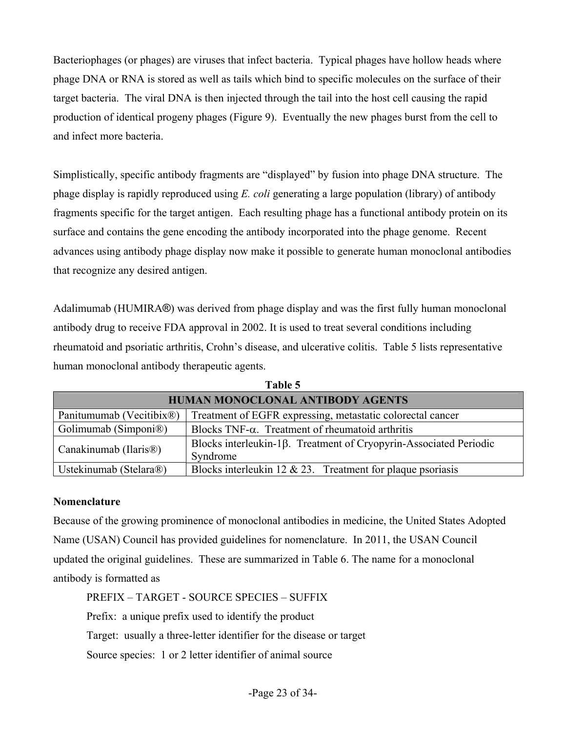Bacteriophages (or phages) are viruses that infect bacteria. Typical phages have hollow heads where phage DNA or RNA is stored as well as tails which bind to specific molecules on the surface of their target bacteria. The viral DNA is then injected through the tail into the host cell causing the rapid production of identical progeny phages (Figure 9). Eventually the new phages burst from the cell to and infect more bacteria.

Simplistically, specific antibody fragments are "displayed" by fusion into phage DNA structure. The phage display is rapidly reproduced using *E. coli* generating a large population (library) of antibody fragments specific for the target antigen. Each resulting phage has a functional antibody protein on its surface and contains the gene encoding the antibody incorporated into the phage genome. Recent advances using antibody phage display now make it possible to generate human monoclonal antibodies that recognize any desired antigen.

Adalimumab (HUMIRA®) was derived from phage display and was the first fully human monoclonal antibody drug to receive FDA approval in 2002. It is used to treat several conditions including rheumatoid and psoriatic arthritis, Crohn's disease, and ulcerative colitis. Table 5 lists representative human monoclonal antibody therapeutic agents.

**Table 5**

| HUMAN MONOCLONAL ANTIBODY AGENTS | |
|---|---|
| Panitumumab (Vecitibix®) | Treatment of EGFR expressing, metastatic colorectal cancer |
| Golimumab (Simponi®) | Blocks TNF-$\alpha$. Treatment of rheumatoid arthritis |
| Canakinumab (Ilaris®) | Blocks interleukin-1$\beta$. Treatment of Cryopyrin-Associated Periodic Syndrome |
| Ustekinumab (Stelara®) | Blocks interleukin 12 & 23. Treatment for plaque psoriasis |

**Nomenclature**

Because of the growing prominence of monoclonal antibodies in medicine, the United States Adopted Name (USAN) Council has provided guidelines for nomenclature. In 2011, the USAN Council updated the original guidelines. These are summarized in Table 6. The name for a monoclonal antibody is formatted as

PREFIX – TARGET - SOURCE SPECIES – SUFFIX

Prefix: a unique prefix used to identify the product

Target: usually a three-letter identifier for the disease or target

Source species: 1 or 2 letter identifier of animal source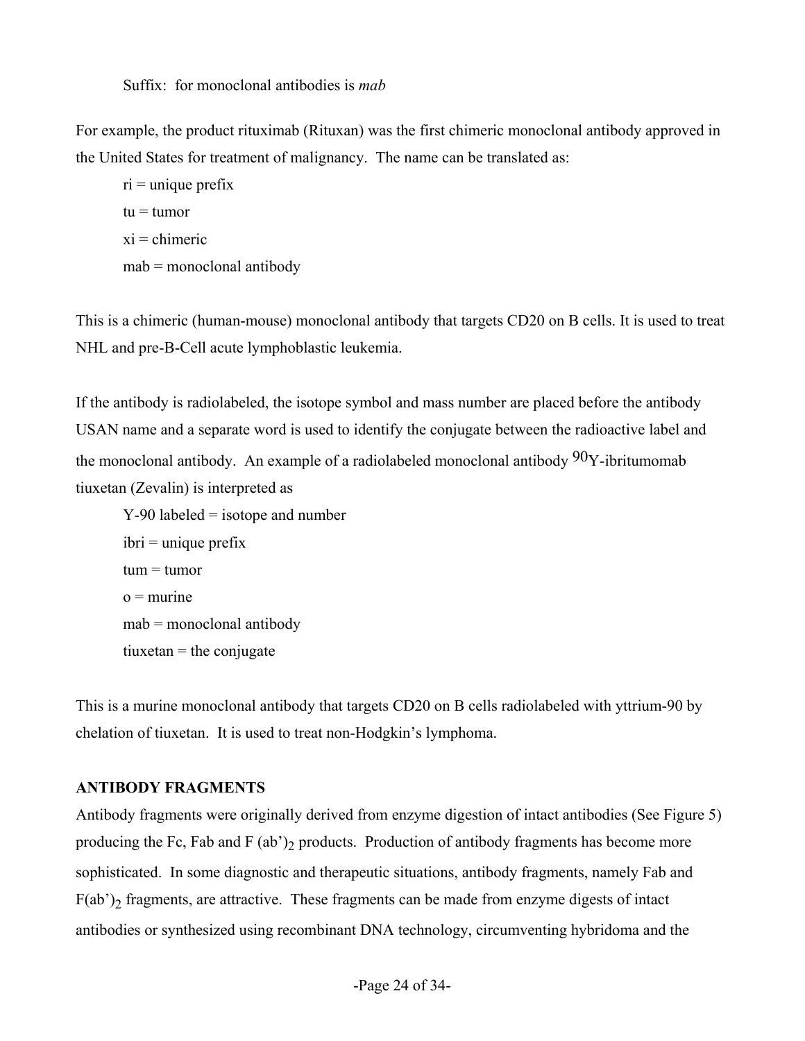Suffix: for monoclonal antibodies is *mab*

For example, the product rituximab (Rituxan) was the first chimeric monoclonal antibody approved in the United States for treatment of malignancy. The name can be translated as:

ri = unique prefix

tu = tumor

xi = chimeric

mab = monoclonal antibody

This is a chimeric (human-mouse) monoclonal antibody that targets CD20 on B cells. It is used to treat NHL and pre-B-Cell acute lymphoblastic leukemia.

If the antibody is radiolabeled, the isotope symbol and mass number are placed before the antibody USAN name and a separate word is used to identify the conjugate between the radioactive label and the monoclonal antibody. An example of a radiolabeled monoclonal antibody $^{90}$Y-ibritumomab tiuxetan (Zevalin) is interpreted as

Y-90 labeled = isotope and number

ibri = unique prefix

tum = tumor

o = murine

mab = monoclonal antibody

tiuxetan = the conjugate

This is a murine monoclonal antibody that targets CD20 on B cells radiolabeled with yttrium-90 by chelation of tiuxetan. It is used to treat non-Hodgkin's lymphoma.

**ANTIBODY FRAGMENTS**

Antibody fragments were originally derived from enzyme digestion of intact antibodies (See Figure 5) producing the Fc, Fab and F $(ab')_2$ products. Production of antibody fragments has become more sophisticated. In some diagnostic and therapeutic situations, antibody fragments, namely Fab and $F(ab')_2$ fragments, are attractive. These fragments can be made from enzyme digests of intact antibodies or synthesized using recombinant DNA technology, circumventing hybridoma and the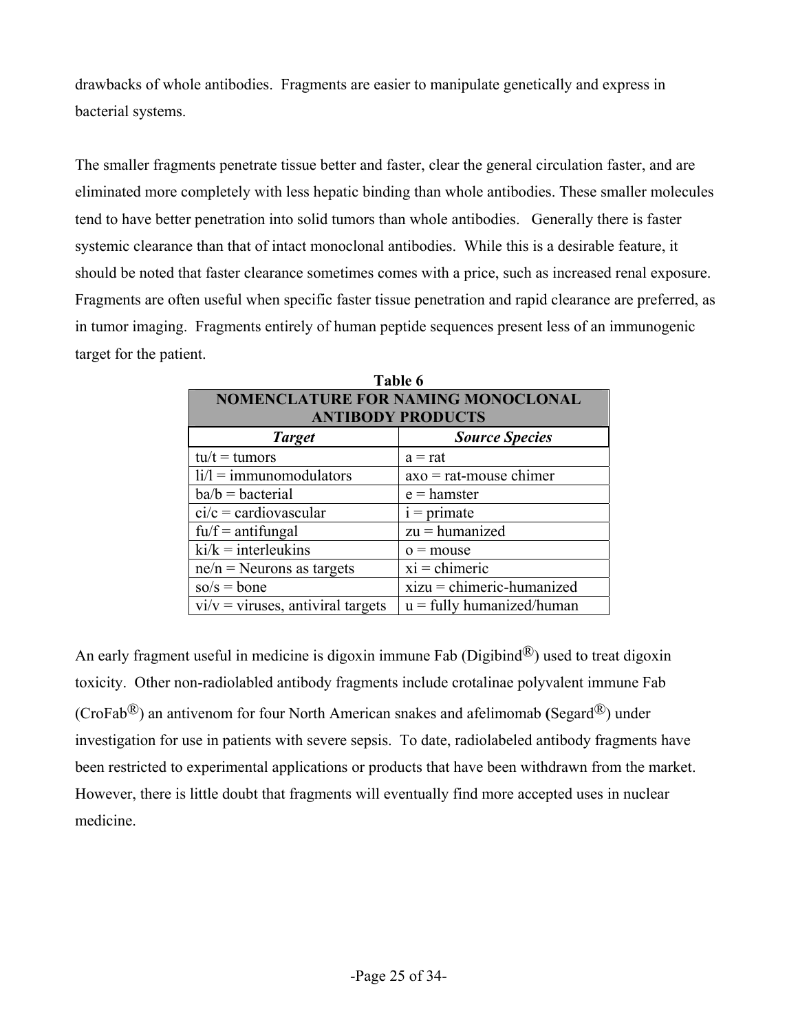drawbacks of whole antibodies. Fragments are easier to manipulate genetically and express in bacterial systems.

The smaller fragments penetrate tissue better and faster, clear the general circulation faster, and are eliminated more completely with less hepatic binding than whole antibodies. These smaller molecules tend to have better penetration into solid tumors than whole antibodies. Generally there is faster systemic clearance than that of intact monoclonal antibodies. While this is a desirable feature, it should be noted that faster clearance sometimes comes with a price, such as increased renal exposure. Fragments are often useful when specific faster tissue penetration and rapid clearance are preferred, as in tumor imaging. Fragments entirely of human peptide sequences present less of an immunogenic target for the patient.

**Table 6**

**NOMENCLATURE FOR NAMING MONOCLONAL ANTIBODY PRODUCTS**

| ***Target*** | ***Source Species*** |
|---|---|
| tu/t = tumors | a = rat |
| li/l = immunomodulators | axo = rat-mouse chimer |
| ba/b = bacterial | e = hamster |
| ci/c = cardiovascular | i = primate |
| fu/f = antifungal | zu = humanized |
| ki/k = interleukins | o = mouse |
| ne/n = Neurons as targets | xi = chimeric |
| so/s = bone | xizu = chimeric-humanized |
| vi/v = viruses, antiviral targets | u = fully humanized/human |

An early fragment useful in medicine is digoxin immune Fab (Digibind®) used to treat digoxin toxicity. Other non-radiolabled antibody fragments include crotalinae polyvalent immune Fab (CroFab®) an antivenom for four North American snakes and afelimomab **(**Segard®) under investigation for use in patients with severe sepsis. To date, radiolabeled antibody fragments have been restricted to experimental applications or products that have been withdrawn from the market. However, there is little doubt that fragments will eventually find more accepted uses in nuclear medicine.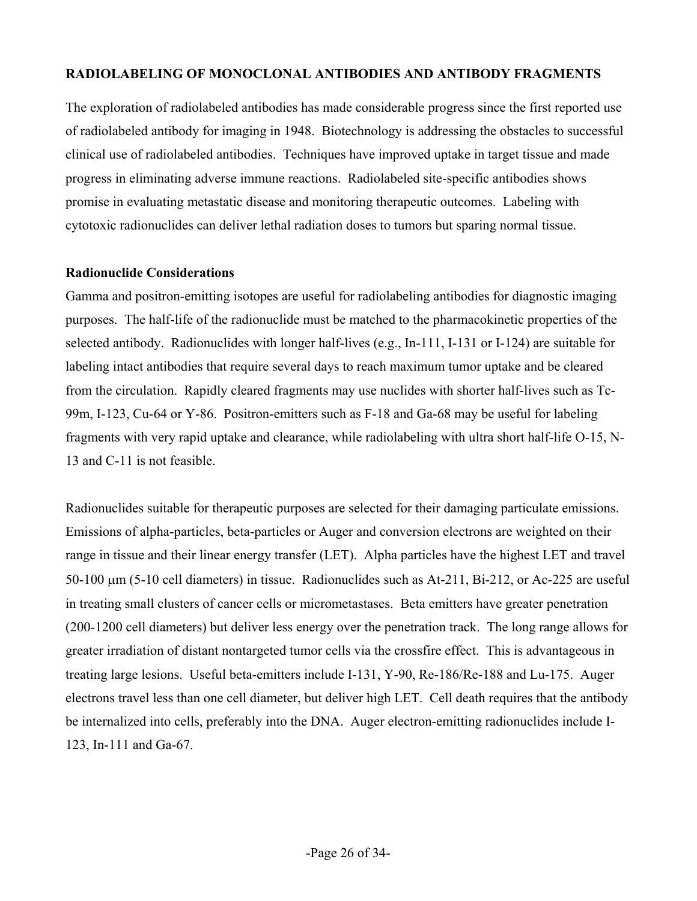**RADIOLABELING OF MONOCLONAL ANTIBODIES AND ANTIBODY FRAGMENTS**

The exploration of radiolabeled antibodies has made considerable progress since the first reported use of radiolabeled antibody for imaging in 1948. Biotechnology is addressing the obstacles to successful clinical use of radiolabeled antibodies. Techniques have improved uptake in target tissue and made progress in eliminating adverse immune reactions. Radiolabeled site-specific antibodies shows promise in evaluating metastatic disease and monitoring therapeutic outcomes. Labeling with cytotoxic radionuclides can deliver lethal radiation doses to tumors but sparing normal tissue.

**Radionuclide Considerations**

Gamma and positron-emitting isotopes are useful for radiolabeling antibodies for diagnostic imaging purposes. The half-life of the radionuclide must be matched to the pharmacokinetic properties of the selected antibody. Radionuclides with longer half-lives (e.g., In-111, I-131 or I-124) are suitable for labeling intact antibodies that require several days to reach maximum tumor uptake and be cleared from the circulation. Rapidly cleared fragments may use nuclides with shorter half-lives such as Tc-99m, I-123, Cu-64 or Y-86. Positron-emitters such as F-18 and Ga-68 may be useful for labeling fragments with very rapid uptake and clearance, while radiolabeling with ultra short half-life O-15, N-13 and C-11 is not feasible.

Radionuclides suitable for therapeutic purposes are selected for their damaging particulate emissions. Emissions of alpha-particles, beta-particles or Auger and conversion electrons are weighted on their range in tissue and their linear energy transfer (LET). Alpha particles have the highest LET and travel 50-100 μm (5-10 cell diameters) in tissue. Radionuclides such as At-211, Bi-212, or Ac-225 are useful in treating small clusters of cancer cells or micrometastases. Beta emitters have greater penetration (200-1200 cell diameters) but deliver less energy over the penetration track. The long range allows for greater irradiation of distant nontargeted tumor cells via the crossfire effect. This is advantageous in treating large lesions. Useful beta-emitters include I-131, Y-90, Re-186/Re-188 and Lu-175. Auger electrons travel less than one cell diameter, but deliver high LET. Cell death requires that the antibody be internalized into cells, preferably into the DNA. Auger electron-emitting radionuclides include I-123, In-111 and Ga-67.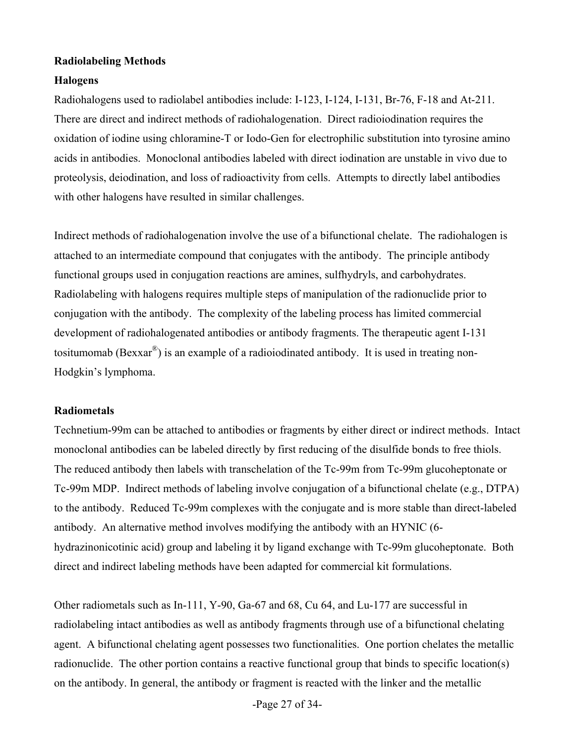**Radiolabeling Methods**

**Halogens**

Radiohalogens used to radiolabel antibodies include: I-123, I-124, I-131, Br-76, F-18 and At-211. There are direct and indirect methods of radiohalogenation. Direct radioiodination requires the oxidation of iodine using chloramine-T or Iodo-Gen for electrophilic substitution into tyrosine amino acids in antibodies. Monoclonal antibodies labeled with direct iodination are unstable in vivo due to proteolysis, deiodination, and loss of radioactivity from cells. Attempts to directly label antibodies with other halogens have resulted in similar challenges.

Indirect methods of radiohalogenation involve the use of a bifunctional chelate. The radiohalogen is attached to an intermediate compound that conjugates with the antibody. The principle antibody functional groups used in conjugation reactions are amines, sulfhydryls, and carbohydrates. Radiolabeling with halogens requires multiple steps of manipulation of the radionuclide prior to conjugation with the antibody. The complexity of the labeling process has limited commercial development of radiohalogenated antibodies or antibody fragments. The therapeutic agent I-131 tositumomab (Bexxar®) is an example of a radioiodinated antibody. It is used in treating non-Hodgkin's lymphoma.

**Radiometals**

Technetium-99m can be attached to antibodies or fragments by either direct or indirect methods. Intact monoclonal antibodies can be labeled directly by first reducing of the disulfide bonds to free thiols. The reduced antibody then labels with transchelation of the Tc-99m from Tc-99m glucoheptonate or Tc-99m MDP. Indirect methods of labeling involve conjugation of a bifunctional chelate (e.g., DTPA) to the antibody. Reduced Tc-99m complexes with the conjugate and is more stable than direct-labeled antibody. An alternative method involves modifying the antibody with an HYNIC (6-hydrazinonicotinic acid) group and labeling it by ligand exchange with Tc-99m glucoheptonate. Both direct and indirect labeling methods have been adapted for commercial kit formulations.

Other radiometals such as In-111, Y-90, Ga-67 and 68, Cu 64, and Lu-177 are successful in radiolabeling intact antibodies as well as antibody fragments through use of a bifunctional chelating agent. A bifunctional chelating agent possesses two functionalities. One portion chelates the metallic radionuclide. The other portion contains a reactive functional group that binds to specific location(s) on the antibody. In general, the antibody or fragment is reacted with the linker and the metallic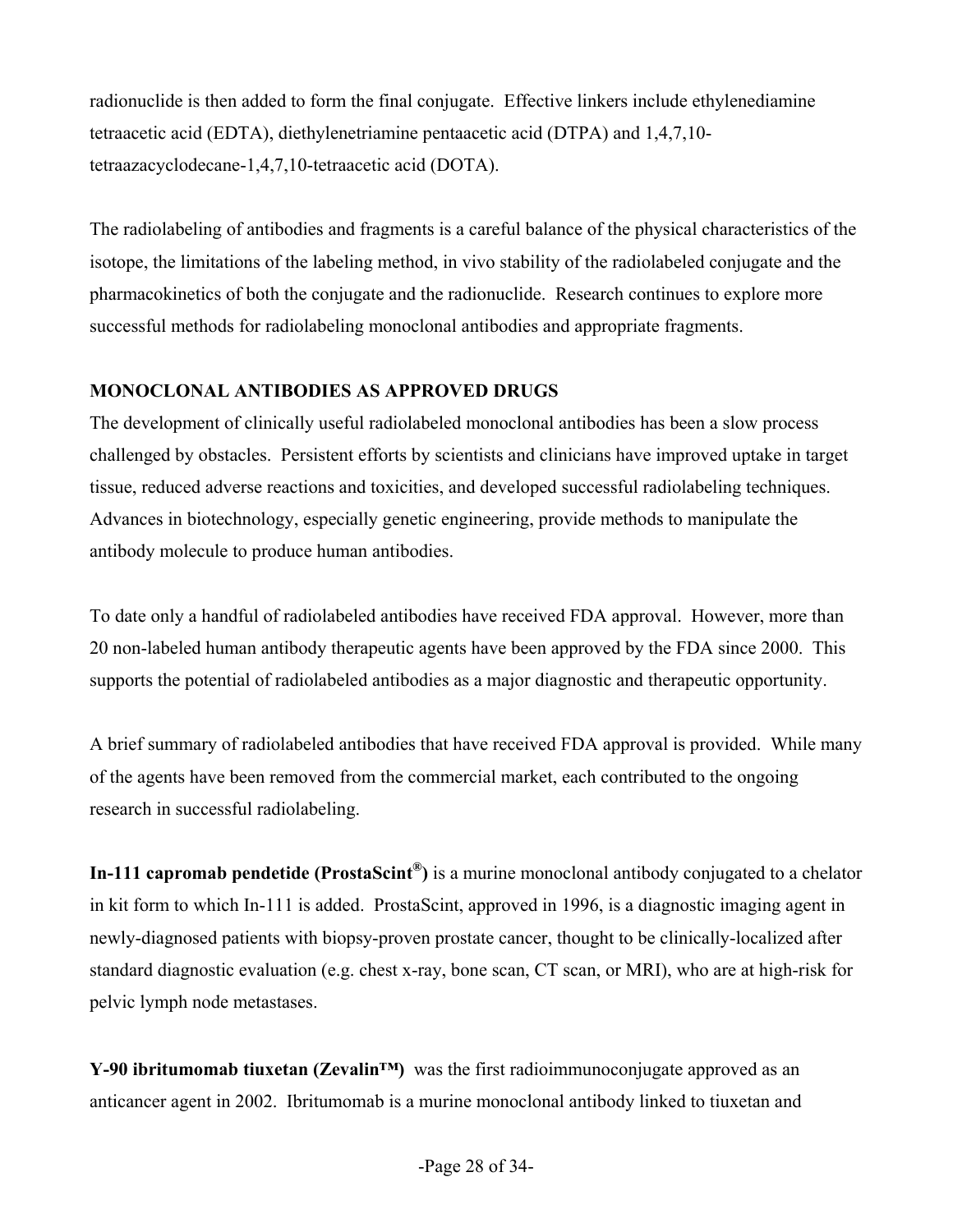radionuclide is then added to form the final conjugate. Effective linkers include ethylenediamine tetraacetic acid (EDTA), diethylenetriamine pentaacetic acid (DTPA) and 1,4,7,10-tetraazacyclodecane-1,4,7,10-tetraacetic acid (DOTA).

The radiolabeling of antibodies and fragments is a careful balance of the physical characteristics of the isotope, the limitations of the labeling method, in vivo stability of the radiolabeled conjugate and the pharmacokinetics of both the conjugate and the radionuclide. Research continues to explore more successful methods for radiolabeling monoclonal antibodies and appropriate fragments.

**MONOCLONAL ANTIBODIES AS APPROVED DRUGS**

The development of clinically useful radiolabeled monoclonal antibodies has been a slow process challenged by obstacles. Persistent efforts by scientists and clinicians have improved uptake in target tissue, reduced adverse reactions and toxicities, and developed successful radiolabeling techniques. Advances in biotechnology, especially genetic engineering, provide methods to manipulate the antibody molecule to produce human antibodies.

To date only a handful of radiolabeled antibodies have received FDA approval. However, more than 20 non-labeled human antibody therapeutic agents have been approved by the FDA since 2000. This supports the potential of radiolabeled antibodies as a major diagnostic and therapeutic opportunity.

A brief summary of radiolabeled antibodies that have received FDA approval is provided. While many of the agents have been removed from the commercial market, each contributed to the ongoing research in successful radiolabeling.

**In-111 capromab pendetide (ProstaScint®)** is a murine monoclonal antibody conjugated to a chelator in kit form to which In-111 is added. ProstaScint, approved in 1996, is a diagnostic imaging agent in newly-diagnosed patients with biopsy-proven prostate cancer, thought to be clinically-localized after standard diagnostic evaluation (e.g. chest x-ray, bone scan, CT scan, or MRI), who are at high-risk for pelvic lymph node metastases.

**Y-90 ibritumomab tiuxetan (Zevalin™)** was the first radioimmunoconjugate approved as an anticancer agent in 2002. Ibritumomab is a murine monoclonal antibody linked to tiuxetan and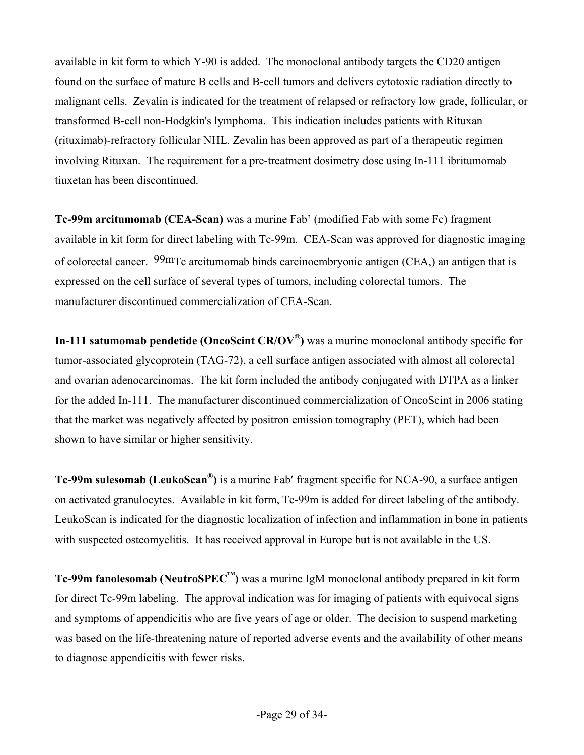available in kit form to which Y-90 is added. The monoclonal antibody targets the CD20 antigen found on the surface of mature B cells and B-cell tumors and delivers cytotoxic radiation directly to malignant cells. Zevalin is indicated for the treatment of relapsed or refractory low grade, follicular, or transformed B-cell non-Hodgkin's lymphoma. This indication includes patients with Rituxan (rituximab)-refractory follicular NHL. Zevalin has been approved as part of a therapeutic regimen involving Rituxan. The requirement for a pre-treatment dosimetry dose using In-111 ibritumomab tiuxetan has been discontinued.

**Tc-99m arcitumomab (CEA-Scan)** was a murine Fab' (modified Fab with some Fc) fragment available in kit form for direct labeling with Tc-99m. CEA-Scan was approved for diagnostic imaging of colorectal cancer. $^{99m}$Tc arcitumomab binds carcinoembryonic antigen (CEA,) an antigen that is expressed on the cell surface of several types of tumors, including colorectal tumors. The manufacturer discontinued commercialization of CEA-Scan.

**In-111 satumomab pendetide (OncoScint CR/OV®)** was a murine monoclonal antibody specific for tumor-associated glycoprotein (TAG-72), a cell surface antigen associated with almost all colorectal and ovarian adenocarcinomas. The kit form included the antibody conjugated with DTPA as a linker for the added In-111. The manufacturer discontinued commercialization of OncoScint in 2006 stating that the market was negatively affected by positron emission tomography (PET), which had been shown to have similar or higher sensitivity.

**Tc-99m sulesomab (LeukoScan®)** is a murine Fab′ fragment specific for NCA-90, a surface antigen on activated granulocytes. Available in kit form, Tc-99m is added for direct labeling of the antibody. LeukoScan is indicated for the diagnostic localization of infection and inflammation in bone in patients with suspected osteomyelitis. It has received approval in Europe but is not available in the US.

**Tc-99m fanolesomab (NeutroSPEC™)** was a murine IgM monoclonal antibody prepared in kit form for direct Tc-99m labeling. The approval indication was for imaging of patients with equivocal signs and symptoms of appendicitis who are five years of age or older. The decision to suspend marketing was based on the life-threatening nature of reported adverse events and the availability of other means to diagnose appendicitis with fewer risks.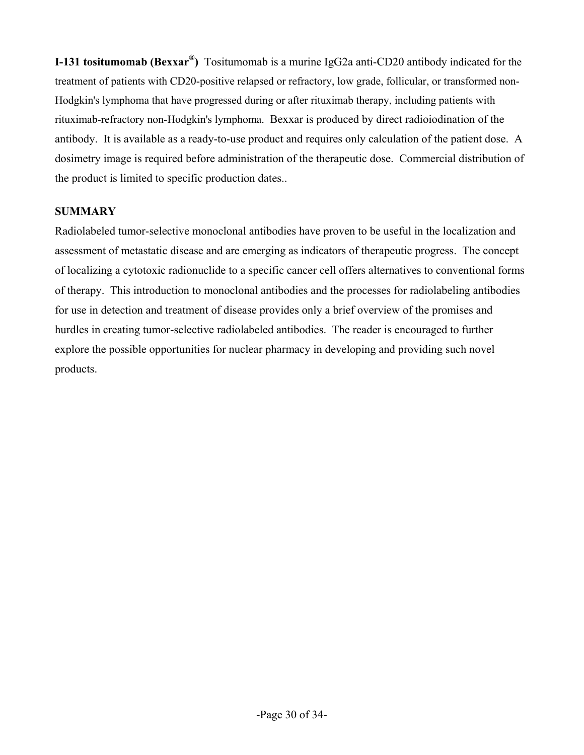**I-131 tositumomab (Bexxar®)** Tositumomab is a murine IgG2a anti-CD20 antibody indicated for the treatment of patients with CD20-positive relapsed or refractory, low grade, follicular, or transformed non-Hodgkin's lymphoma that have progressed during or after rituximab therapy, including patients with rituximab-refractory non-Hodgkin's lymphoma. Bexxar is produced by direct radioiodination of the antibody. It is available as a ready-to-use product and requires only calculation of the patient dose. A dosimetry image is required before administration of the therapeutic dose. Commercial distribution of the product is limited to specific production dates..

## SUMMARY

Radiolabeled tumor-selective monoclonal antibodies have proven to be useful in the localization and assessment of metastatic disease and are emerging as indicators of therapeutic progress. The concept of localizing a cytotoxic radionuclide to a specific cancer cell offers alternatives to conventional forms of therapy. This introduction to monoclonal antibodies and the processes for radiolabeling antibodies for use in detection and treatment of disease provides only a brief overview of the promises and hurdles in creating tumor-selective radiolabeled antibodies. The reader is encouraged to further explore the possible opportunities for nuclear pharmacy in developing and providing such novel products.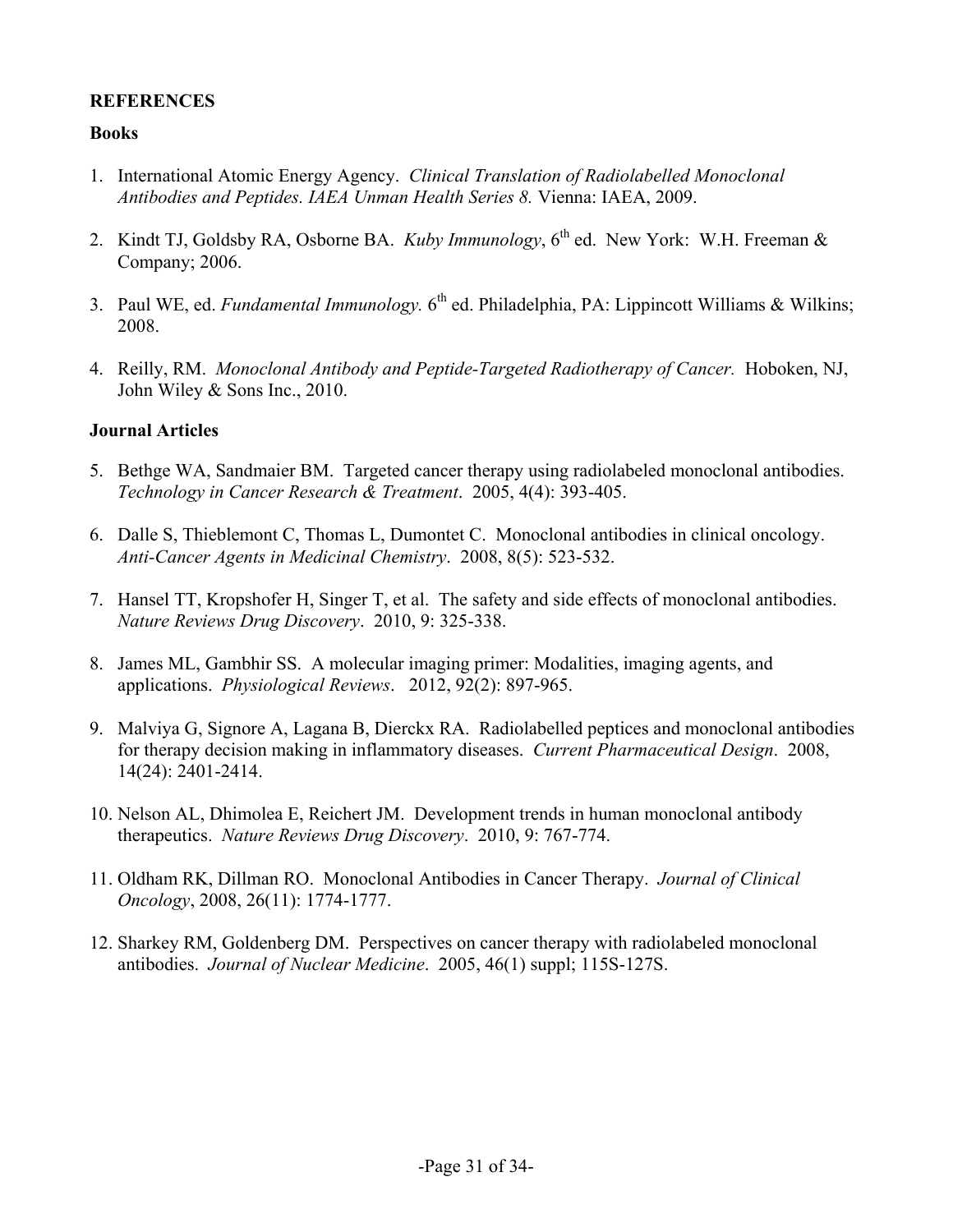## REFERENCES

### Books

1. International Atomic Energy Agency. *Clinical Translation of Radiolabelled Monoclonal Antibodies and Peptides. IAEA Unman Health Series 8.* Vienna: IAEA, 2009.

2. Kindt TJ, Goldsby RA, Osborne BA. *Kuby Immunology*, 6th ed. New York: W.H. Freeman & Company; 2006.

3. Paul WE, ed. *Fundamental Immunology.* 6th ed. Philadelphia, PA: Lippincott Williams & Wilkins; 2008.

4. Reilly, RM. *Monoclonal Antibody and Peptide-Targeted Radiotherapy of Cancer.* Hoboken, NJ, John Wiley & Sons Inc., 2010.

### Journal Articles

5. Bethge WA, Sandmaier BM. Targeted cancer therapy using radiolabeled monoclonal antibodies. *Technology in Cancer Research & Treatment*. 2005, 4(4): 393-405.

6. Dalle S, Thieblemont C, Thomas L, Dumontet C. Monoclonal antibodies in clinical oncology. *Anti-Cancer Agents in Medicinal Chemistry*. 2008, 8(5): 523-532.

7. Hansel TT, Kropshofer H, Singer T, et al. The safety and side effects of monoclonal antibodies. *Nature Reviews Drug Discovery*. 2010, 9: 325-338.

8. James ML, Gambhir SS. A molecular imaging primer: Modalities, imaging agents, and applications. *Physiological Reviews*. 2012, 92(2): 897-965.

9. Malviya G, Signore A, Lagana B, Dierckx RA. Radiolabelled peptices and monoclonal antibodies for therapy decision making in inflammatory diseases. *Current Pharmaceutical Design*. 2008, 14(24): 2401-2414.

10. Nelson AL, Dhimolea E, Reichert JM. Development trends in human monoclonal antibody therapeutics. *Nature Reviews Drug Discovery*. 2010, 9: 767-774.

11. Oldham RK, Dillman RO. Monoclonal Antibodies in Cancer Therapy. *Journal of Clinical Oncology*, 2008, 26(11): 1774-1777.

12. Sharkey RM, Goldenberg DM. Perspectives on cancer therapy with radiolabeled monoclonal antibodies. *Journal of Nuclear Medicine*. 2005, 46(1) suppl; 115S-127S.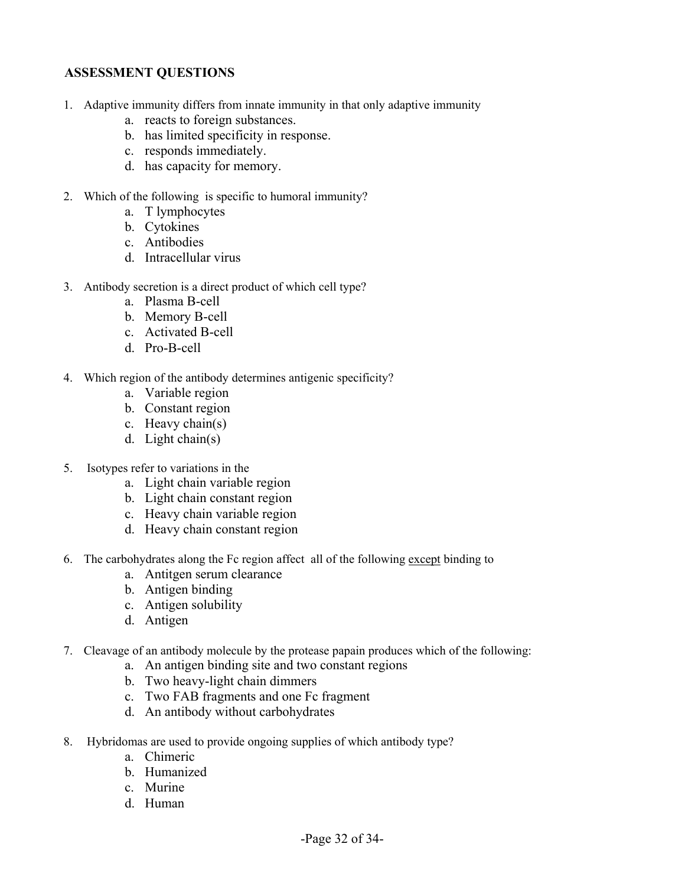## ASSESSMENT QUESTIONS

1. Adaptive immunity differs from innate immunity in that only adaptive immunity
   a. reacts to foreign substances.
   b. has limited specificity in response.
   c. responds immediately.
   d. has capacity for memory.

2. Which of the following is specific to humoral immunity?
   a. T lymphocytes
   b. Cytokines
   c. Antibodies
   d. Intracellular virus

3. Antibody secretion is a direct product of which cell type?
   a. Plasma B-cell
   b. Memory B-cell
   c. Activated B-cell
   d. Pro-B-cell

4. Which region of the antibody determines antigenic specificity?
   a. Variable region
   b. Constant region
   c. Heavy chain(s)
   d. Light chain(s)

5. Isotypes refer to variations in the
   a. Light chain variable region
   b. Light chain constant region
   c. Heavy chain variable region
   d. Heavy chain constant region

6. The carbohydrates along the Fc region affect all of the following <u>except</u> binding to
   a. Antitgen serum clearance
   b. Antigen binding
   c. Antigen solubility
   d. Antigen

7. Cleavage of an antibody molecule by the protease papain produces which of the following:
   a. An antigen binding site and two constant regions
   b. Two heavy-light chain dimmers
   c. Two FAB fragments and one Fc fragment
   d. An antibody without carbohydrates

8. Hybridomas are used to provide ongoing supplies of which antibody type?
   a. Chimeric
   b. Humanized
   c. Murine
   d. Human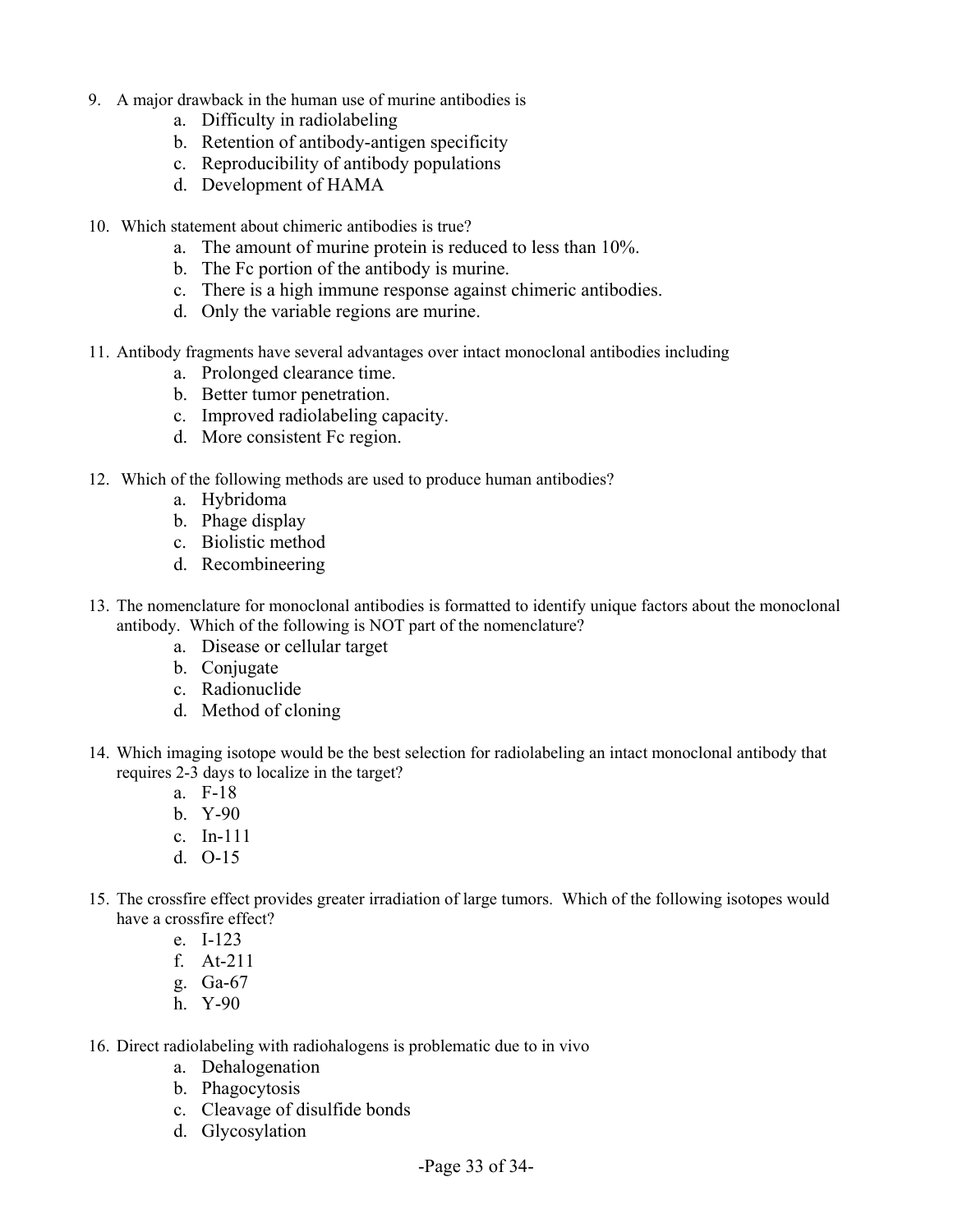9. A major drawback in the human use of murine antibodies is
   a. Difficulty in radiolabeling
   b. Retention of antibody-antigen specificity
   c. Reproducibility of antibody populations
   d. Development of HAMA

10. Which statement about chimeric antibodies is true?
    a. The amount of murine protein is reduced to less than 10%.
    b. The Fc portion of the antibody is murine.
    c. There is a high immune response against chimeric antibodies.
    d. Only the variable regions are murine.

11. Antibody fragments have several advantages over intact monoclonal antibodies including
    a. Prolonged clearance time.
    b. Better tumor penetration.
    c. Improved radiolabeling capacity.
    d. More consistent Fc region.

12. Which of the following methods are used to produce human antibodies?
    a. Hybridoma
    b. Phage display
    c. Biolistic method
    d. Recombineering

13. The nomenclature for monoclonal antibodies is formatted to identify unique factors about the monoclonal antibody. Which of the following is NOT part of the nomenclature?
    a. Disease or cellular target
    b. Conjugate
    c. Radionuclide
    d. Method of cloning

14. Which imaging isotope would be the best selection for radiolabeling an intact monoclonal antibody that requires 2-3 days to localize in the target?
    a. F-18
    b. Y-90
    c. In-111
    d. O-15

15. The crossfire effect provides greater irradiation of large tumors. Which of the following isotopes would have a crossfire effect?
    e. I-123
    f. At-211
    g. Ga-67
    h. Y-90

16. Direct radiolabeling with radiohalogens is problematic due to in vivo
    a. Dehalogenation
    b. Phagocytosis
    c. Cleavage of disulfide bonds
    d. Glycosylation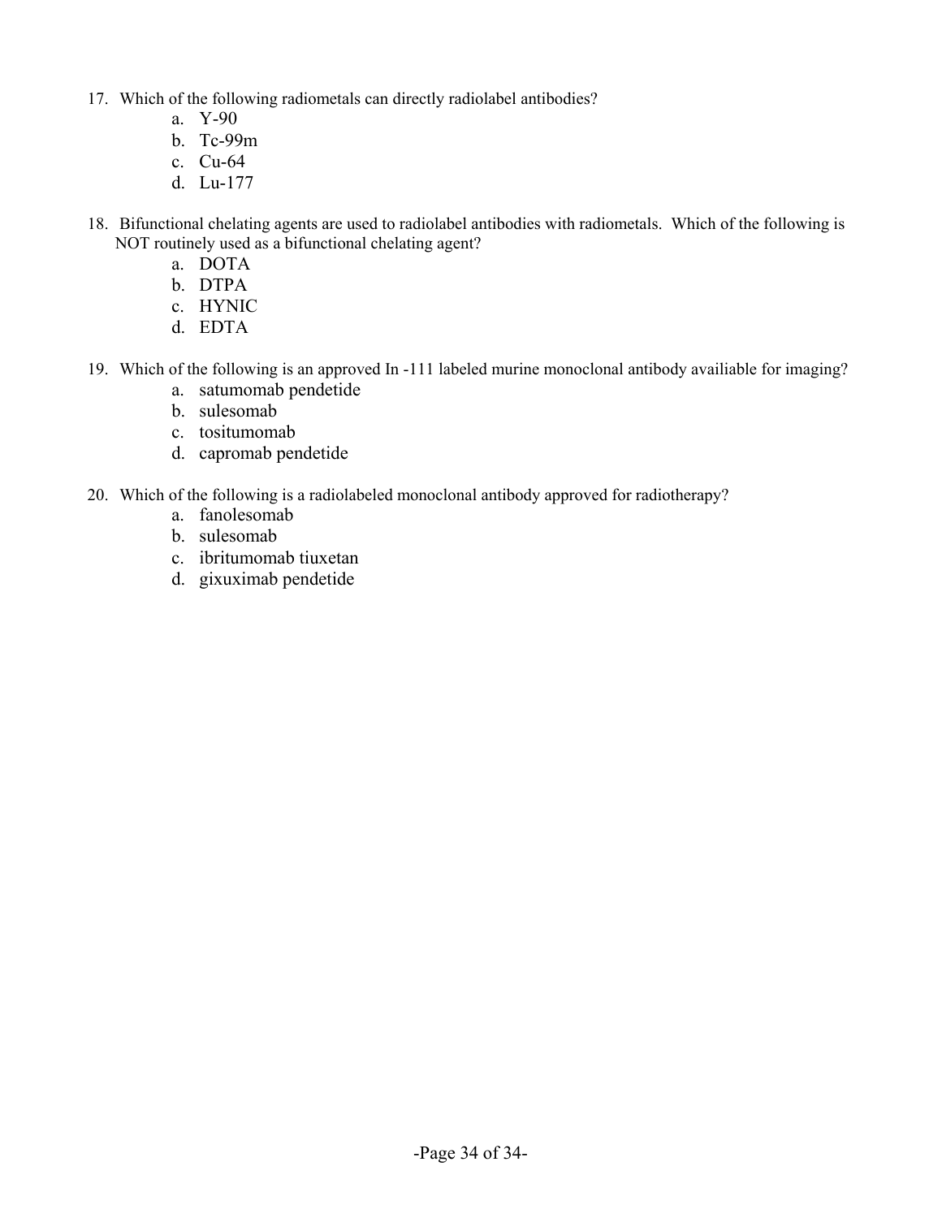17. Which of the following radiometals can directly radiolabel antibodies?
    a. Y-90
    b. Tc-99m
    c. Cu-64
    d. Lu-177

18. Bifunctional chelating agents are used to radiolabel antibodies with radiometals. Which of the following is NOT routinely used as a bifunctional chelating agent?
    a. DOTA
    b. DTPA
    c. HYNIC
    d. EDTA

19. Which of the following is an approved In -111 labeled murine monoclonal antibody availiable for imaging?
    a. satumomab pendetide
    b. sulesomab
    c. tositumomab
    d. capromab pendetide

20. Which of the following is a radiolabeled monoclonal antibody approved for radiotherapy?
    a. fanolesomab
    b. sulesomab
    c. ibritumomab tiuxetan
    d. gixuximab pendetide